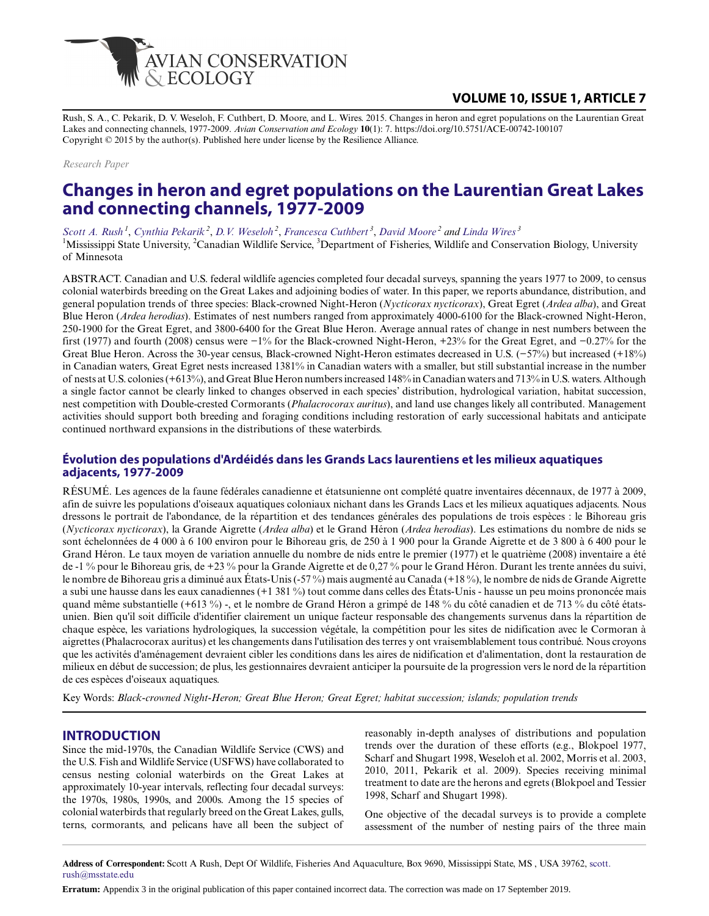VOLUME 10, ISSUE 1, ARTICLE 7

Rush, S. A., C. Pekarik, D. V. Weseloh, F. Cuthbert, D. Moore, and L. Wires. 2015. Changes in heron and egret populations on the Laurentian Great Lakes and connecting channels, 1977-2009. *Avian Conservation and Ecology* **10**(1): 7. https://doi.org/10.5751/ACE-00742-100107
Copyright © 2015 by the author(s). Published here under license by the Resilience Alliance.

*Research Paper*

# Changes in heron and egret populations on the Laurentian Great Lakes and connecting channels, 1977-2009

*Scott A. Rush* [1], *Cynthia Pekarik* [2], *D.V. Weseloh* [2], *Francesca Cuthbert* [3], *David Moore* [2] *and Linda Wires* [3]

[1]Mississippi State University, [2]Canadian Wildlife Service, [3]Department of Fisheries, Wildlife and Conservation Biology, University of Minnesota

ABSTRACT. Canadian and U.S. federal wildlife agencies completed four decadal surveys, spanning the years 1977 to 2009, to census colonial waterbirds breeding on the Great Lakes and adjoining bodies of water. In this paper, we reports abundance, distribution, and general population trends of three species: Black-crowned Night-Heron (*Nycticorax nycticorax*), Great Egret (*Ardea alba*), and Great Blue Heron (*Ardea herodias*). Estimates of nest numbers ranged from approximately 4000-6100 for the Black-crowned Night-Heron, 250-1900 for the Great Egret, and 3800-6400 for the Great Blue Heron. Average annual rates of change in nest numbers between the first (1977) and fourth (2008) census were −1% for the Black-crowned Night-Heron, +23% for the Great Egret, and −0.27% for the Great Blue Heron. Across the 30-year census, Black-crowned Night-Heron estimates decreased in U.S. (−57%) but increased (+18%) in Canadian waters, Great Egret nests increased 1381% in Canadian waters with a smaller, but still substantial increase in the number of nests at U.S. colonies (+613%), and Great Blue Heron numbers increased 148% in Canadian waters and 713% in U.S. waters. Although a single factor cannot be clearly linked to changes observed in each species' distribution, hydrological variation, habitat succession, nest competition with Double-crested Cormorants (*Phalacrocorax auritus*), and land use changes likely all contributed. Management activities should support both breeding and foraging conditions including restoration of early successional habitats and anticipate continued northward expansions in the distributions of these waterbirds.

## Évolution des populations d'Ardéidés dans les Grands Lacs laurentiens et les milieux aquatiques adjacents, 1977-2009

RÉSUMÉ. Les agences de la faune fédérales canadienne et étatsunienne ont complété quatre inventaires décennaux, de 1977 à 2009, afin de suivre les populations d'oiseaux aquatiques coloniaux nichant dans les Grands Lacs et les milieux aquatiques adjacents. Nous dressons le portrait de l'abondance, de la répartition et des tendances générales des populations de trois espèces : le Bihoreau gris (*Nycticorax nycticorax*), la Grande Aigrette (*Ardea alba*) et le Grand Héron (*Ardea herodias*). Les estimations du nombre de nids se sont échelonnées de 4 000 à 6 100 environ pour le Bihoreau gris, de 250 à 1 900 pour la Grande Aigrette et de 3 800 à 6 400 pour le Grand Héron. Le taux moyen de variation annuelle du nombre de nids entre le premier (1977) et le quatrième (2008) inventaire a été de -1 % pour le Bihoreau gris, de +23 % pour la Grande Aigrette et de 0,27 % pour le Grand Héron. Durant les trente années du suivi, le nombre de Bihoreau gris a diminué aux États-Unis (-57 %) mais augmenté au Canada (+18 %), le nombre de nids de Grande Aigrette a subi une hausse dans les eaux canadiennes (+1 381 %) tout comme dans celles des États-Unis - hausse un peu moins prononcée mais quand même substantielle (+613 %) -, et le nombre de Grand Héron a grimpé de 148 % du côté canadien et de 713 % du côté étatsunien. Bien qu'il soit difficile d'identifier clairement un unique facteur responsable des changements survenus dans la répartition de chaque espèce, les variations hydrologiques, la succession végétale, la compétition pour les sites de nidification avec le Cormoran à aigrettes (Phalacrocorax auritus) et les changements dans l'utilisation des terres y ont vraisemblablement tous contribué. Nous croyons que les activités d'aménagement devraient cibler les conditions dans les aires de nidification et d'alimentation, dont la restauration de milieux en début de succession; de plus, les gestionnaires devraient anticiper la poursuite de la progression vers le nord de la répartition de ces espèces d'oiseaux aquatiques.

Key Words: *Black-crowned Night-Heron; Great Blue Heron; Great Egret; habitat succession; islands; population trends*

## INTRODUCTION

Since the mid-1970s, the Canadian Wildlife Service (CWS) and the U.S. Fish and Wildlife Service (USFWS) have collaborated to census nesting colonial waterbirds on the Great Lakes at approximately 10-year intervals, reflecting four decadal surveys: the 1970s, 1980s, 1990s, and 2000s. Among the 15 species of colonial waterbirds that regularly breed on the Great Lakes, gulls, terns, cormorants, and pelicans have all been the subject of reasonably in-depth analyses of distributions and population trends over the duration of these efforts (e.g., Blokpoel 1977, Scharf and Shugart 1998, Weseloh et al. 2002, Morris et al. 2003, 2010, 2011, Pekarik et al. 2009). Species receiving minimal treatment to date are the herons and egrets (Blokpoel and Tessier 1998, Scharf and Shugart 1998).

One objective of the decadal surveys is to provide a complete assessment of the number of nesting pairs of the three main

**Address of Correspondent:** Scott A Rush, Dept Of Wildlife, Fisheries And Aquaculture, Box 9690, Mississippi State, MS , USA 39762, scott.rush@msstate.edu

**Erratum:** Appendix 3 in the original publication of this paper contained incorrect data. The correction was made on 17 September 2019.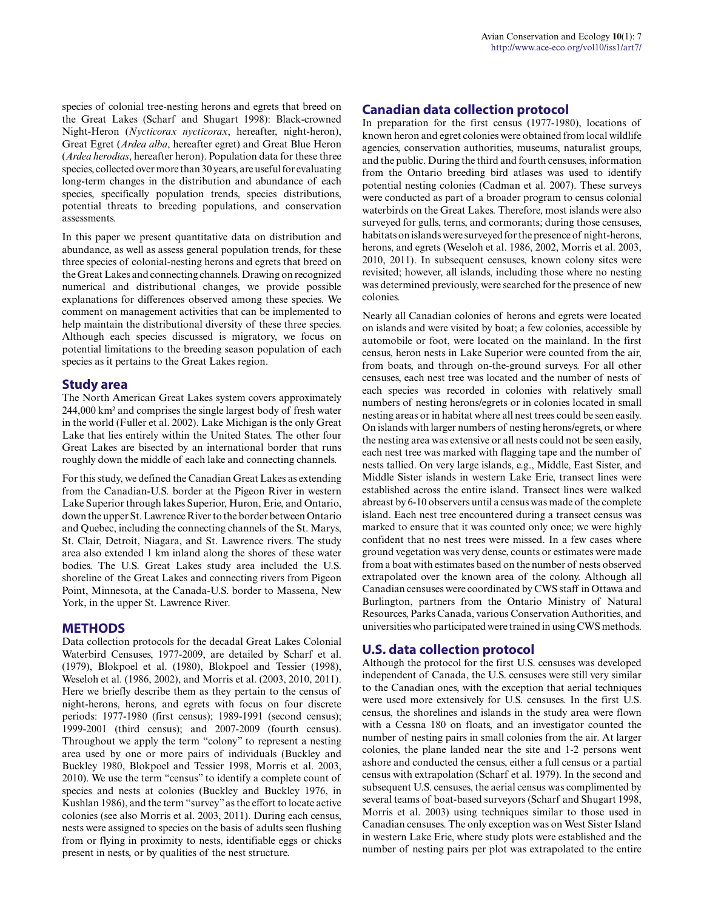species of colonial tree-nesting herons and egrets that breed on the Great Lakes (Scharf and Shugart 1998): Black-crowned Night-Heron (*Nycticorax nycticorax*, hereafter, night-heron), Great Egret (*Ardea alba*, hereafter egret) and Great Blue Heron (*Ardea herodias*, hereafter heron). Population data for these three species, collected over more than 30 years, are useful for evaluating long-term changes in the distribution and abundance of each species, specifically population trends, species distributions, potential threats to breeding populations, and conservation assessments.

In this paper we present quantitative data on distribution and abundance, as well as assess general population trends, for these three species of colonial-nesting herons and egrets that breed on the Great Lakes and connecting channels. Drawing on recognized numerical and distributional changes, we provide possible explanations for differences observed among these species. We comment on management activities that can be implemented to help maintain the distributional diversity of these three species. Although each species discussed is migratory, we focus on potential limitations to the breeding season population of each species as it pertains to the Great Lakes region.

## Study area

The North American Great Lakes system covers approximately 244,000 km² and comprises the single largest body of fresh water in the world (Fuller et al. 2002). Lake Michigan is the only Great Lake that lies entirely within the United States. The other four Great Lakes are bisected by an international border that runs roughly down the middle of each lake and connecting channels.

For this study, we defined the Canadian Great Lakes as extending from the Canadian-U.S. border at the Pigeon River in western Lake Superior through lakes Superior, Huron, Erie, and Ontario, down the upper St. Lawrence River to the border between Ontario and Quebec, including the connecting channels of the St. Marys, St. Clair, Detroit, Niagara, and St. Lawrence rivers. The study area also extended 1 km inland along the shores of these water bodies. The U.S. Great Lakes study area included the U.S. shoreline of the Great Lakes and connecting rivers from Pigeon Point, Minnesota, at the Canada-U.S. border to Massena, New York, in the upper St. Lawrence River.

## METHODS

Data collection protocols for the decadal Great Lakes Colonial Waterbird Censuses, 1977-2009, are detailed by Scharf et al. (1979), Blokpoel et al. (1980), Blokpoel and Tessier (1998), Weseloh et al. (1986, 2002), and Morris et al. (2003, 2010, 2011). Here we briefly describe them as they pertain to the census of night-herons, herons, and egrets with focus on four discrete periods: 1977-1980 (first census); 1989-1991 (second census); 1999-2001 (third census); and 2007-2009 (fourth census). Throughout we apply the term "colony" to represent a nesting area used by one or more pairs of individuals (Buckley and Buckley 1980, Blokpoel and Tessier 1998, Morris et al. 2003, 2010). We use the term "census" to identify a complete count of species and nests at colonies (Buckley and Buckley 1976, in Kushlan 1986), and the term "survey" as the effort to locate active colonies (see also Morris et al. 2003, 2011). During each census, nests were assigned to species on the basis of adults seen flushing from or flying in proximity to nests, identifiable eggs or chicks present in nests, or by qualities of the nest structure.

## Canadian data collection protocol

In preparation for the first census (1977-1980), locations of known heron and egret colonies were obtained from local wildlife agencies, conservation authorities, museums, naturalist groups, and the public. During the third and fourth censuses, information from the Ontario breeding bird atlases was used to identify potential nesting colonies (Cadman et al. 2007). These surveys were conducted as part of a broader program to census colonial waterbirds on the Great Lakes. Therefore, most islands were also surveyed for gulls, terns, and cormorants; during those censuses, habitats on islands were surveyed for the presence of night-herons, herons, and egrets (Weseloh et al. 1986, 2002, Morris et al. 2003, 2010, 2011). In subsequent censuses, known colony sites were revisited; however, all islands, including those where no nesting was determined previously, were searched for the presence of new colonies.

Nearly all Canadian colonies of herons and egrets were located on islands and were visited by boat; a few colonies, accessible by automobile or foot, were located on the mainland. In the first census, heron nests in Lake Superior were counted from the air, from boats, and through on-the-ground surveys. For all other censuses, each nest tree was located and the number of nests of each species was recorded in colonies with relatively small numbers of nesting herons/egrets or in colonies located in small nesting areas or in habitat where all nest trees could be seen easily. On islands with larger numbers of nesting herons/egrets, or where the nesting area was extensive or all nests could not be seen easily, each nest tree was marked with flagging tape and the number of nests tallied. On very large islands, e.g., Middle, East Sister, and Middle Sister islands in western Lake Erie, transect lines were established across the entire island. Transect lines were walked abreast by 6-10 observers until a census was made of the complete island. Each nest tree encountered during a transect census was marked to ensure that it was counted only once; we were highly confident that no nest trees were missed. In a few cases where ground vegetation was very dense, counts or estimates were made from a boat with estimates based on the number of nests observed extrapolated over the known area of the colony. Although all Canadian censuses were coordinated by CWS staff in Ottawa and Burlington, partners from the Ontario Ministry of Natural Resources, Parks Canada, various Conservation Authorities, and universities who participated were trained in using CWS methods.

## U.S. data collection protocol

Although the protocol for the first U.S. censuses was developed independent of Canada, the U.S. censuses were still very similar to the Canadian ones, with the exception that aerial techniques were used more extensively for U.S. censuses. In the first U.S. census, the shorelines and islands in the study area were flown with a Cessna 180 on floats, and an investigator counted the number of nesting pairs in small colonies from the air. At larger colonies, the plane landed near the site and 1-2 persons went ashore and conducted the census, either a full census or a partial census with extrapolation (Scharf et al. 1979). In the second and subsequent U.S. censuses, the aerial census was complimented by several teams of boat-based surveyors (Scharf and Shugart 1998, Morris et al. 2003) using techniques similar to those used in Canadian censuses. The only exception was on West Sister Island in western Lake Erie, where study plots were established and the number of nesting pairs per plot was extrapolated to the entire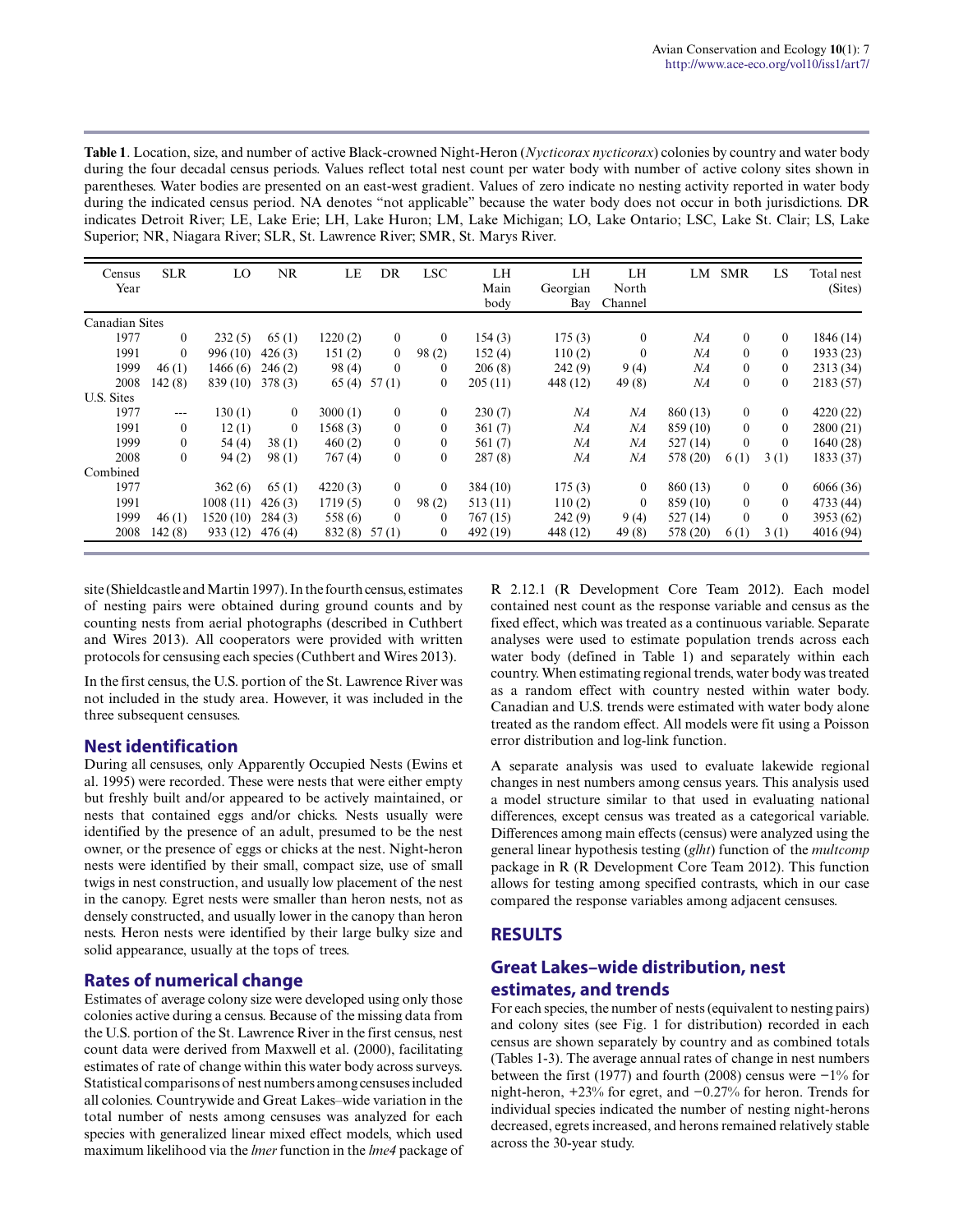**Table 1**. Location, size, and number of active Black-crowned Night-Heron (*Nycticorax nycticorax*) colonies by country and water body during the four decadal census periods. Values reflect total nest count per water body with number of active colony sites shown in parentheses. Water bodies are presented on an east-west gradient. Values of zero indicate no nesting activity reported in water body during the indicated census period. NA denotes "not applicable" because the water body does not occur in both jurisdictions. DR indicates Detroit River; LE, Lake Erie; LH, Lake Huron; LM, Lake Michigan; LO, Lake Ontario; LSC, Lake St. Clair; LS, Lake Superior; NR, Niagara River; SLR, St. Lawrence River; SMR, St. Marys River.

| Census Year | SLR | LO | NR | LE | DR | LSC | LH Main body | LH Georgian Bay | LH North Channel | LM | SMR | LS | Total nest (Sites) |
|---|---|---|---|---|---|---|---|---|---|---|---|---|---|
| Canadian Sites | | | | | | | | | | | | | |
| 1977 | 0 | 232 (5) | 65 (1) | 1220 (2) | 0 | 0 | 154 (3) | 175 (3) | 0 | *NA* | 0 | 0 | 1846 (14) |
| 1991 | 0 | 996 (10) | 426 (3) | 151 (2) | 0 | 98 (2) | 152 (4) | 110 (2) | 0 | *NA* | 0 | 0 | 1933 (23) |
| 1999 | 46 (1) | 1466 (6) | 246 (2) | 98 (4) | 0 | 0 | 206 (8) | 242 (9) | 9 (4) | *NA* | 0 | 0 | 2313 (34) |
| 2008 | 142 (8) | 839 (10) | 378 (3) | 65 (4) | 57 (1) | 0 | 205 (11) | 448 (12) | 49 (8) | *NA* | 0 | 0 | 2183 (57) |
| U.S. Sites | | | | | | | | | | | | | |
| 1977 | --- | 130 (1) | 0 | 3000 (1) | 0 | 0 | 230 (7) | *NA* | *NA* | 860 (13) | 0 | 0 | 4220 (22) |
| 1991 | 0 | 12 (1) | 0 | 1568 (3) | 0 | 0 | 361 (7) | *NA* | *NA* | 859 (10) | 0 | 0 | 2800 (21) |
| 1999 | 0 | 54 (4) | 38 (1) | 460 (2) | 0 | 0 | 561 (7) | *NA* | *NA* | 527 (14) | 0 | 0 | 1640 (28) |
| 2008 | 0 | 94 (2) | 98 (1) | 767 (4) | 0 | 0 | 287 (8) | *NA* | *NA* | 578 (20) | 6 (1) | 3 (1) | 1833 (37) |
| Combined | | | | | | | | | | | | | |
| 1977 | | 362 (6) | 65 (1) | 4220 (3) | 0 | 0 | 384 (10) | 175 (3) | 0 | 860 (13) | 0 | 0 | 6066 (36) |
| 1991 | | 1008 (11) | 426 (3) | 1719 (5) | 0 | 98 (2) | 513 (11) | 110 (2) | 0 | 859 (10) | 0 | 0 | 4733 (44) |
| 1999 | 46 (1) | 1520 (10) | 284 (3) | 558 (6) | 0 | 0 | 767 (15) | 242 (9) | 9 (4) | 527 (14) | 0 | 0 | 3953 (62) |
| 2008 | 142 (8) | 933 (12) | 476 (4) | 832 (8) | 57 (1) | 0 | 492 (19) | 448 (12) | 49 (8) | 578 (20) | 6 (1) | 3 (1) | 4016 (94) |

site (Shieldcastle and Martin 1997). In the fourth census, estimates of nesting pairs were obtained during ground counts and by counting nests from aerial photographs (described in Cuthbert and Wires 2013). All cooperators were provided with written protocols for censusing each species (Cuthbert and Wires 2013).

In the first census, the U.S. portion of the St. Lawrence River was not included in the study area. However, it was included in the three subsequent censuses.

## Nest identification

During all censuses, only Apparently Occupied Nests (Ewins et al. 1995) were recorded. These were nests that were either empty but freshly built and/or appeared to be actively maintained, or nests that contained eggs and/or chicks. Nests usually were identified by the presence of an adult, presumed to be the nest owner, or the presence of eggs or chicks at the nest. Night-heron nests were identified by their small, compact size, use of small twigs in nest construction, and usually low placement of the nest in the canopy. Egret nests were smaller than heron nests, not as densely constructed, and usually lower in the canopy than heron nests. Heron nests were identified by their large bulky size and solid appearance, usually at the tops of trees.

## Rates of numerical change

Estimates of average colony size were developed using only those colonies active during a census. Because of the missing data from the U.S. portion of the St. Lawrence River in the first census, nest count data were derived from Maxwell et al. (2000), facilitating estimates of rate of change within this water body across surveys. Statistical comparisons of nest numbers among censuses included all colonies. Countrywide and Great Lakes–wide variation in the total number of nests among censuses was analyzed for each species with generalized linear mixed effect models, which used maximum likelihood via the *lmer* function in the *lme4* package of R 2.12.1 (R Development Core Team 2012). Each model contained nest count as the response variable and census as the fixed effect, which was treated as a continuous variable. Separate analyses were used to estimate population trends across each water body (defined in Table 1) and separately within each country. When estimating regional trends, water body was treated as a random effect with country nested within water body. Canadian and U.S. trends were estimated with water body alone treated as the random effect. All models were fit using a Poisson error distribution and log-link function.

A separate analysis was used to evaluate lakewide regional changes in nest numbers among census years. This analysis used a model structure similar to that used in evaluating national differences, except census was treated as a categorical variable. Differences among main effects (census) were analyzed using the general linear hypothesis testing (*glht*) function of the *multcomp* package in R (R Development Core Team 2012). This function allows for testing among specified contrasts, which in our case compared the response variables among adjacent censuses.

# RESULTS

## Great Lakes–wide distribution, nest estimates, and trends

For each species, the number of nests (equivalent to nesting pairs) and colony sites (see Fig. 1 for distribution) recorded in each census are shown separately by country and as combined totals (Tables 1-3). The average annual rates of change in nest numbers between the first (1977) and fourth (2008) census were −1% for night-heron, +23% for egret, and −0.27% for heron. Trends for individual species indicated the number of nesting night-herons decreased, egrets increased, and herons remained relatively stable across the 30-year study.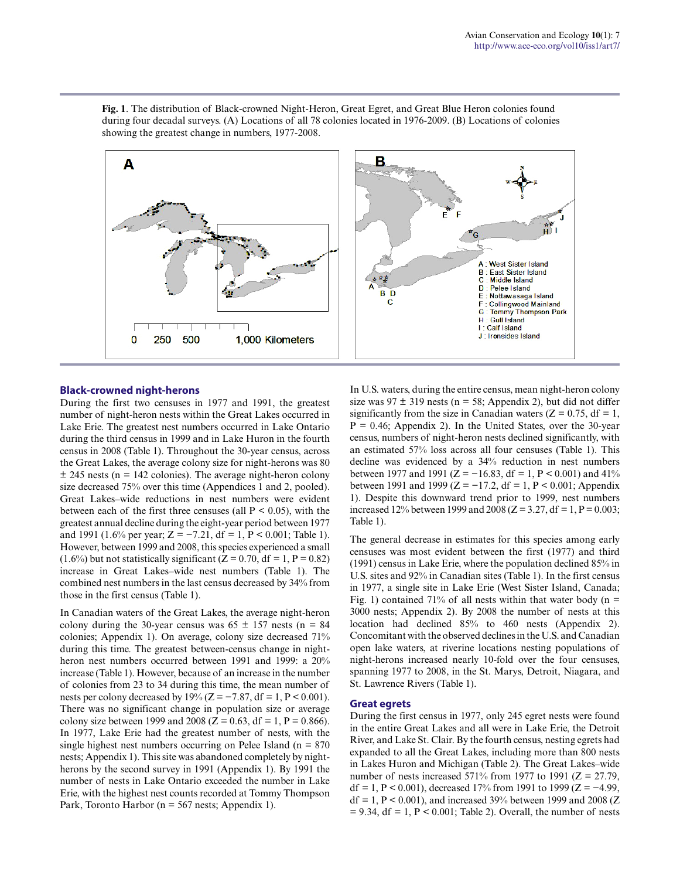**Fig. 1**. The distribution of Black-crowned Night-Heron, Great Egret, and Great Blue Heron colonies found during four decadal surveys. (A) Locations of all 78 colonies located in 1976-2009. (B) Locations of colonies showing the greatest change in numbers, 1977-2008.

## Black-crowned night-herons

During the first two censuses in 1977 and 1991, the greatest number of night-heron nests within the Great Lakes occurred in Lake Erie. The greatest nest numbers occurred in Lake Ontario during the third census in 1999 and in Lake Huron in the fourth census in 2008 (Table 1). Throughout the 30-year census, across the Great Lakes, the average colony size for night-herons was 80 ± 245 nests (n = 142 colonies). The average night-heron colony size decreased 75% over this time (Appendices 1 and 2, pooled). Great Lakes–wide reductions in nest numbers were evident between each of the first three censuses (all $P < 0.05$), with the greatest annual decline during the eight-year period between 1977 and 1991 (1.6% per year; $Z = -7.21$, df = 1, $P < 0.001$; Table 1). However, between 1999 and 2008, this species experienced a small (1.6%) but not statistically significant ($Z = 0.70$, df = 1, $P = 0.82$) increase in Great Lakes–wide nest numbers (Table 1). The combined nest numbers in the last census decreased by 34% from those in the first census (Table 1).

In Canadian waters of the Great Lakes, the average night-heron colony during the 30-year census was 65 ± 157 nests (n = 84 colonies; Appendix 1). On average, colony size decreased 71% during this time. The greatest between-census change in night-heron nest numbers occurred between 1991 and 1999: a 20% increase (Table 1). However, because of an increase in the number of colonies from 23 to 34 during this time, the mean number of nests per colony decreased by 19% ($Z = -7.87$, df = 1, $P < 0.001$). There was no significant change in population size or average colony size between 1999 and 2008 ($Z = 0.63$, df = 1, $P = 0.866$). In 1977, Lake Erie had the greatest number of nests, with the single highest nest numbers occurring on Pelee Island (n = 870 nests; Appendix 1). This site was abandoned completely by night-herons by the second survey in 1991 (Appendix 1). By 1991 the number of nests in Lake Ontario exceeded the number in Lake Erie, with the highest nest counts recorded at Tommy Thompson Park, Toronto Harbor (n = 567 nests; Appendix 1).

In U.S. waters, during the entire census, mean night-heron colony size was 97 ± 319 nests (n = 58; Appendix 2), but did not differ significantly from the size in Canadian waters ($Z = 0.75$, df = 1, $P = 0.46$; Appendix 2). In the United States, over the 30-year census, numbers of night-heron nests declined significantly, with an estimated 57% loss across all four censuses (Table 1). This decline was evidenced by a 34% reduction in nest numbers between 1977 and 1991 ($Z = -16.83$, df = 1, $P < 0.001$) and 41% between 1991 and 1999 ($Z = -17.2$, df = 1, $P < 0.001$; Appendix 1). Despite this downward trend prior to 1999, nest numbers increased 12% between 1999 and 2008 ($Z = 3.27$, df = 1, $P = 0.003$; Table 1).

The general decrease in estimates for this species among early censuses was most evident between the first (1977) and third (1991) census in Lake Erie, where the population declined 85% in U.S. sites and 92% in Canadian sites (Table 1). In the first census in 1977, a single site in Lake Erie (West Sister Island, Canada; Fig. 1) contained 71% of all nests within that water body (n = 3000 nests; Appendix 2). By 2008 the number of nests at this location had declined 85% to 460 nests (Appendix 2). Concomitant with the observed declines in the U.S. and Canadian open lake waters, at riverine locations nesting populations of night-herons increased nearly 10-fold over the four censuses, spanning 1977 to 2008, in the St. Marys, Detroit, Niagara, and St. Lawrence Rivers (Table 1).

## Great egrets

During the first census in 1977, only 245 egret nests were found in the entire Great Lakes and all were in Lake Erie, the Detroit River, and Lake St. Clair. By the fourth census, nesting egrets had expanded to all the Great Lakes, including more than 800 nests in Lakes Huron and Michigan (Table 2). The Great Lakes–wide number of nests increased 571% from 1977 to 1991 ($Z = 27.79$, df = 1, $P < 0.001$), decreased 17% from 1991 to 1999 ($Z = -4.99$, df = 1, $P < 0.001$), and increased 39% between 1999 and 2008 ($Z = 9.34$, df = 1, $P < 0.001$; Table 2). Overall, the number of nests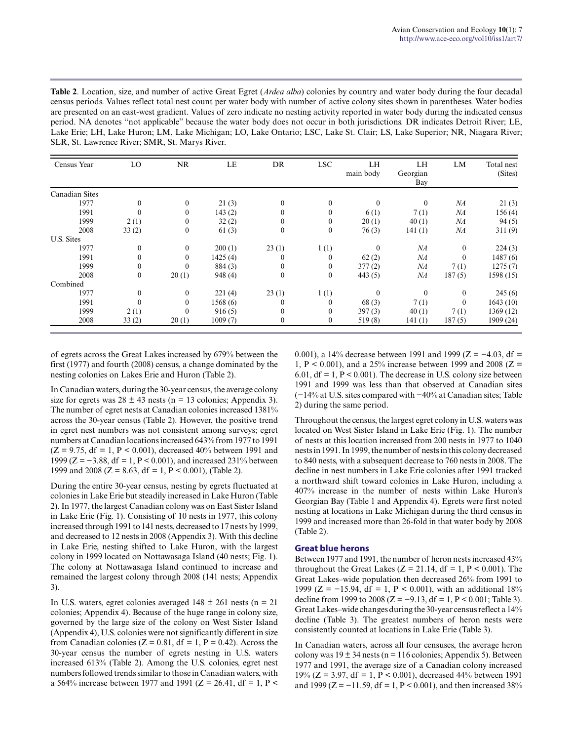**Table 2**. Location, size, and number of active Great Egret (*Ardea alba*) colonies by country and water body during the four decadal census periods. Values reflect total nest count per water body with number of active colony sites shown in parentheses. Water bodies are presented on an east-west gradient. Values of zero indicate no nesting activity reported in water body during the indicated census period. NA denotes "not applicable" because the water body does not occur in both jurisdictions. DR indicates Detroit River; LE, Lake Erie; LH, Lake Huron; LM, Lake Michigan; LO, Lake Ontario; LSC, Lake St. Clair; LS, Lake Superior; NR, Niagara River; SLR, St. Lawrence River; SMR, St. Marys River.

| Census Year | LO | NR | LE | DR | LSC | LH main body | LH Georgian Bay | LM | Total nest (Sites) |
|---|---|---|---|---|---|---|---|---|---|
| Canadian Sites | | | | | | | | | |
| 1977 | 0 | 0 | 21 (3) | 0 | 0 | 0 | 0 | *NA* | 21 (3) |
| 1991 | 0 | 0 | 143 (2) | 0 | 0 | 6 (1) | 7 (1) | *NA* | 156 (4) |
| 1999 | 2 (1) | 0 | 32 (2) | 0 | 0 | 20 (1) | 40 (1) | *NA* | 94 (5) |
| 2008 | 33 (2) | 0 | 61 (3) | 0 | 0 | 76 (3) | 141 (1) | *NA* | 311 (9) |
| U.S. Sites | | | | | | | | | |
| 1977 | 0 | 0 | 200 (1) | 23 (1) | 1 (1) | 0 | *NA* | 0 | 224 (3) |
| 1991 | 0 | 0 | 1425 (4) | 0 | 0 | 62 (2) | *NA* | 0 | 1487 (6) |
| 1999 | 0 | 0 | 884 (3) | 0 | 0 | 377 (2) | *NA* | 7 (1) | 1275 (7) |
| 2008 | 0 | 20 (1) | 948 (4) | 0 | 0 | 443 (5) | *NA* | 187 (5) | 1598 (15) |
| Combined | | | | | | | | | |
| 1977 | 0 | 0 | 221 (4) | 23 (1) | 1 (1) | 0 | 0 | 0 | 245 (6) |
| 1991 | 0 | 0 | 1568 (6) | 0 | 0 | 68 (3) | 7 (1) | 0 | 1643 (10) |
| 1999 | 2 (1) | 0 | 916 (5) | 0 | 0 | 397 (3) | 40 (1) | 7 (1) | 1369 (12) |
| 2008 | 33 (2) | 20 (1) | 1009 (7) | 0 | 0 | 519 (8) | 141 (1) | 187 (5) | 1909 (24) |

of egrets across the Great Lakes increased by 679% between the first (1977) and fourth (2008) census, a change dominated by the nesting colonies on Lakes Erie and Huron (Table 2).

In Canadian waters, during the 30-year census, the average colony size for egrets was $28 \pm 43$ nests (n = 13 colonies; Appendix 3). The number of egret nests at Canadian colonies increased 1381% across the 30-year census (Table 2). However, the positive trend in egret nest numbers was not consistent among surveys; egret numbers at Canadian locations increased 643% from 1977 to 1991 ($Z = 9.75$, df = 1, $P < 0.001$), decreased 40% between 1991 and 1999 ($Z = -3.88$, df = 1, $P < 0.001$), and increased 231% between 1999 and 2008 ($Z = 8.63$, df = 1, $P < 0.001$), (Table 2).

During the entire 30-year census, nesting by egrets fluctuated at colonies in Lake Erie but steadily increased in Lake Huron (Table 2). In 1977, the largest Canadian colony was on East Sister Island in Lake Erie (Fig. 1). Consisting of 10 nests in 1977, this colony increased through 1991 to 141 nests, decreased to 17 nests by 1999, and decreased to 12 nests in 2008 (Appendix 3). With this decline in Lake Erie, nesting shifted to Lake Huron, with the largest colony in 1999 located on Nottawasaga Island (40 nests; Fig. 1). The colony at Nottawasaga Island continued to increase and remained the largest colony through 2008 (141 nests; Appendix 3).

In U.S. waters, egret colonies averaged $148 \pm 261$ nests (n = 21 colonies; Appendix 4). Because of the huge range in colony size, governed by the large size of the colony on West Sister Island (Appendix 4), U.S. colonies were not significantly different in size from Canadian colonies ($Z = 0.81$, df = 1, $P = 0.42$). Across the 30-year census the number of egrets nesting in U.S. waters increased 613% (Table 2). Among the U.S. colonies, egret nest numbers followed trends similar to those in Canadian waters, with a 564% increase between 1977 and 1991 ($Z = 26.41$, df = 1, $P < 0.001$), a 14% decrease between 1991 and 1999 ($Z = -4.03$, df = 1, $P < 0.001$), and a 25% increase between 1999 and 2008 ($Z = 6.01$, df = 1, $P < 0.001$). The decrease in U.S. colony size between 1991 and 1999 was less than that observed at Canadian sites (−14% at U.S. sites compared with −40% at Canadian sites; Table 2) during the same period.

Throughout the census, the largest egret colony in U.S. waters was located on West Sister Island in Lake Erie (Fig. 1). The number of nests at this location increased from 200 nests in 1977 to 1040 nests in 1991. In 1999, the number of nests in this colony decreased to 840 nests, with a subsequent decrease to 760 nests in 2008. The decline in nest numbers in Lake Erie colonies after 1991 tracked a northward shift toward colonies in Lake Huron, including a 407% increase in the number of nests within Lake Huron's Georgian Bay (Table 1 and Appendix 4). Egrets were first noted nesting at locations in Lake Michigan during the third census in 1999 and increased more than 26-fold in that water body by 2008 (Table 2).

## Great blue herons

Between 1977 and 1991, the number of heron nests increased 43% throughout the Great Lakes ($Z = 21.14$, df = 1, $P < 0.001$). The Great Lakes–wide population then decreased 26% from 1991 to 1999 ($Z = -15.94$, df = 1, $P < 0.001$), with an additional 18% decline from 1999 to 2008 ($Z = -9.13$, df = 1, $P < 0.001$; Table 3). Great Lakes–wide changes during the 30-year census reflect a 14% decline (Table 3). The greatest numbers of heron nests were consistently counted at locations in Lake Erie (Table 3).

In Canadian waters, across all four censuses, the average heron colony was $19 \pm 34$ nests (n = 116 colonies; Appendix 5). Between 1977 and 1991, the average size of a Canadian colony increased 19% ($Z = 3.97$, df = 1, $P < 0.001$), decreased 44% between 1991 and 1999 ($Z = -11.59$, df = 1, $P < 0.001$), and then increased 38%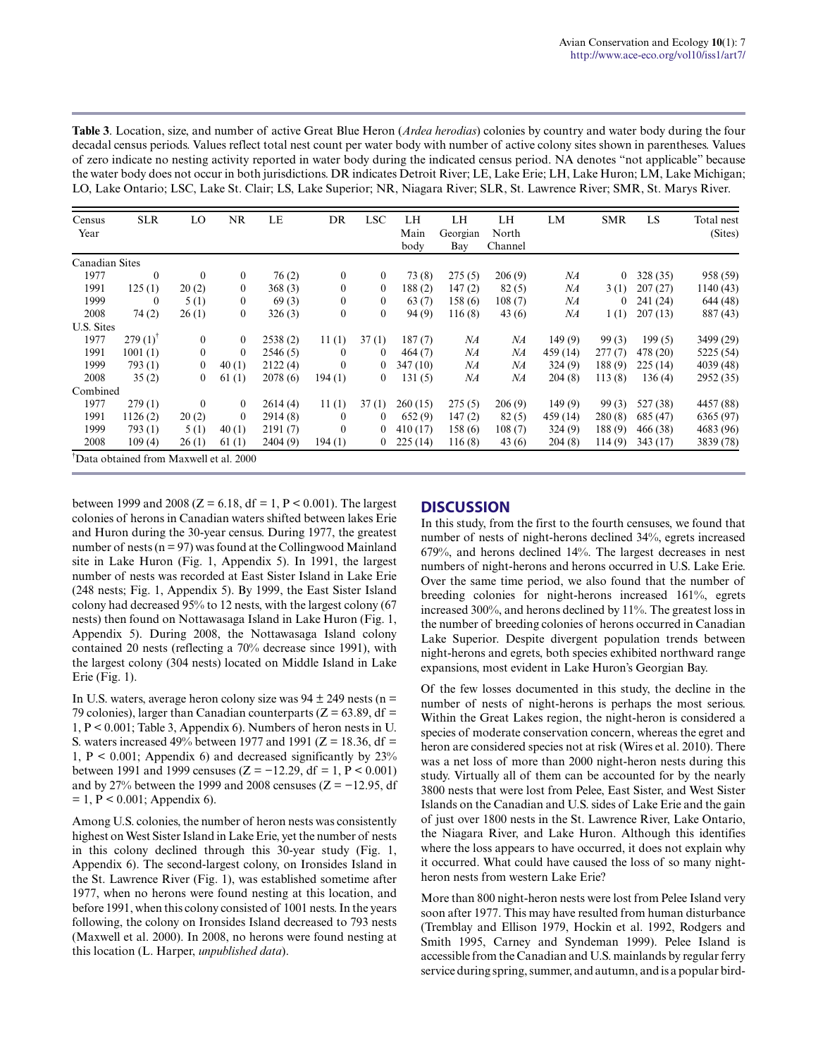**Table 3**. Location, size, and number of active Great Blue Heron (*Ardea herodias*) colonies by country and water body during the four decadal census periods. Values reflect total nest count per water body with number of active colony sites shown in parentheses. Values of zero indicate no nesting activity reported in water body during the indicated census period. NA denotes "not applicable" because the water body does not occur in both jurisdictions. DR indicates Detroit River; LE, Lake Erie; LH, Lake Huron; LM, Lake Michigan; LO, Lake Ontario; LSC, Lake St. Clair; LS, Lake Superior; NR, Niagara River; SLR, St. Lawrence River; SMR, St. Marys River.

| Census Year | SLR | LO | NR | LE | DR | LSC | LH Main body | LH Georgian Bay | LH North Channel | LM | SMR | LS | Total nest (Sites) |
|---|---|---|---|---|---|---|---|---|---|---|---|---|---|
| Canadian Sites | | | | | | | | | | | | | |
| 1977 | 0 | 0 | 0 | 76 (2) | 0 | 0 | 73 (8) | 275 (5) | 206 (9) | *NA* | 0 | 328 (35) | 958 (59) |
| 1991 | 125 (1) | 20 (2) | 0 | 368 (3) | 0 | 0 | 188 (2) | 147 (2) | 82 (5) | *NA* | 3 (1) | 207 (27) | 1140 (43) |
| 1999 | 0 | 5 (1) | 0 | 69 (3) | 0 | 0 | 63 (7) | 158 (6) | 108 (7) | *NA* | 0 | 241 (24) | 644 (48) |
| 2008 | 74 (2) | 26 (1) | 0 | 326 (3) | 0 | 0 | 94 (9) | 116 (8) | 43 (6) | *NA* | 1 (1) | 207 (13) | 887 (43) |
| U.S. Sites | | | | | | | | | | | | | |
| 1977 | 279 (1)[†] | 0 | 0 | 2538 (2) | 11 (1) | 37 (1) | 187 (7) | *NA* | *NA* | 149 (9) | 99 (3) | 199 (5) | 3499 (29) |
| 1991 | 1001 (1) | 0 | 0 | 2546 (5) | 0 | 0 | 464 (7) | *NA* | *NA* | 459 (14) | 277 (7) | 478 (20) | 5225 (54) |
| 1999 | 793 (1) | 0 | 40 (1) | 2122 (4) | 0 | 0 | 347 (10) | *NA* | *NA* | 324 (9) | 188 (9) | 225 (14) | 4039 (48) |
| 2008 | 35 (2) | 0 | 61 (1) | 2078 (6) | 194 (1) | 0 | 131 (5) | *NA* | *NA* | 204 (8) | 113 (8) | 136 (4) | 2952 (35) |
| Combined | | | | | | | | | | | | | |
| 1977 | 279 (1) | 0 | 0 | 2614 (4) | 11 (1) | 37 (1) | 260 (15) | 275 (5) | 206 (9) | 149 (9) | 99 (3) | 527 (38) | 4457 (88) |
| 1991 | 1126 (2) | 20 (2) | 0 | 2914 (8) | 0 | 0 | 652 (9) | 147 (2) | 82 (5) | 459 (14) | 280 (8) | 685 (47) | 6365 (97) |
| 1999 | 793 (1) | 5 (1) | 40 (1) | 2191 (7) | 0 | 0 | 410 (17) | 158 (6) | 108 (7) | 324 (9) | 188 (9) | 466 (38) | 4683 (96) |
| 2008 | 109 (4) | 26 (1) | 61 (1) | 2404 (9) | 194 (1) | 0 | 225 (14) | 116 (8) | 43 (6) | 204 (8) | 114 (9) | 343 (17) | 3839 (78) |

[†]Data obtained from Maxwell et al. 2000

between 1999 and 2008 ($Z = 6.18$, df = 1, $P < 0.001$). The largest colonies of herons in Canadian waters shifted between lakes Erie and Huron during the 30-year census. During 1977, the greatest number of nests ($n = 97$) was found at the Collingwood Mainland site in Lake Huron (Fig. 1, Appendix 5). In 1991, the largest number of nests was recorded at East Sister Island in Lake Erie (248 nests; Fig. 1, Appendix 5). By 1999, the East Sister Island colony had decreased 95% to 12 nests, with the largest colony (67 nests) then found on Nottawasaga Island in Lake Huron (Fig. 1, Appendix 5). During 2008, the Nottawasaga Island colony contained 20 nests (reflecting a 70% decrease since 1991), with the largest colony (304 nests) located on Middle Island in Lake Erie (Fig. 1).

In U.S. waters, average heron colony size was $94 \pm 249$ nests ($n = 79$ colonies), larger than Canadian counterparts ($Z = 63.89$, df = 1, $P < 0.001$; Table 3, Appendix 6). Numbers of heron nests in U. S. waters increased 49% between 1977 and 1991 ($Z = 18.36$, df = 1, $P < 0.001$; Appendix 6) and decreased significantly by 23% between 1991 and 1999 censuses ($Z = -12.29$, df = 1, $P < 0.001$) and by 27% between the 1999 and 2008 censuses ($Z = -12.95$, df = 1, $P < 0.001$; Appendix 6).

Among U.S. colonies, the number of heron nests was consistently highest on West Sister Island in Lake Erie, yet the number of nests in this colony declined through this 30-year study (Fig. 1, Appendix 6). The second-largest colony, on Ironsides Island in the St. Lawrence River (Fig. 1), was established sometime after 1977, when no herons were found nesting at this location, and before 1991, when this colony consisted of 1001 nests. In the years following, the colony on Ironsides Island decreased to 793 nests (Maxwell et al. 2000). In 2008, no herons were found nesting at this location (L. Harper, *unpublished data*).

## DISCUSSION

In this study, from the first to the fourth censuses, we found that number of nests of night-herons declined 34%, egrets increased 679%, and herons declined 14%. The largest decreases in nest numbers of night-herons and herons occurred in U.S. Lake Erie. Over the same time period, we also found that the number of breeding colonies for night-herons increased 161%, egrets increased 300%, and herons declined by 11%. The greatest loss in the number of breeding colonies of herons occurred in Canadian Lake Superior. Despite divergent population trends between night-herons and egrets, both species exhibited northward range expansions, most evident in Lake Huron's Georgian Bay.

Of the few losses documented in this study, the decline in the number of nests of night-herons is perhaps the most serious. Within the Great Lakes region, the night-heron is considered a species of moderate conservation concern, whereas the egret and heron are considered species not at risk (Wires et al. 2010). There was a net loss of more than 2000 night-heron nests during this study. Virtually all of them can be accounted for by the nearly 3800 nests that were lost from Pelee, East Sister, and West Sister Islands on the Canadian and U.S. sides of Lake Erie and the gain of just over 1800 nests in the St. Lawrence River, Lake Ontario, the Niagara River, and Lake Huron. Although this identifies where the loss appears to have occurred, it does not explain why it occurred. What could have caused the loss of so many night-heron nests from western Lake Erie?

More than 800 night-heron nests were lost from Pelee Island very soon after 1977. This may have resulted from human disturbance (Tremblay and Ellison 1979, Hockin et al. 1992, Rodgers and Smith 1995, Carney and Syndeman 1999). Pelee Island is accessible from the Canadian and U.S. mainlands by regular ferry service during spring, summer, and autumn, and is a popular bird-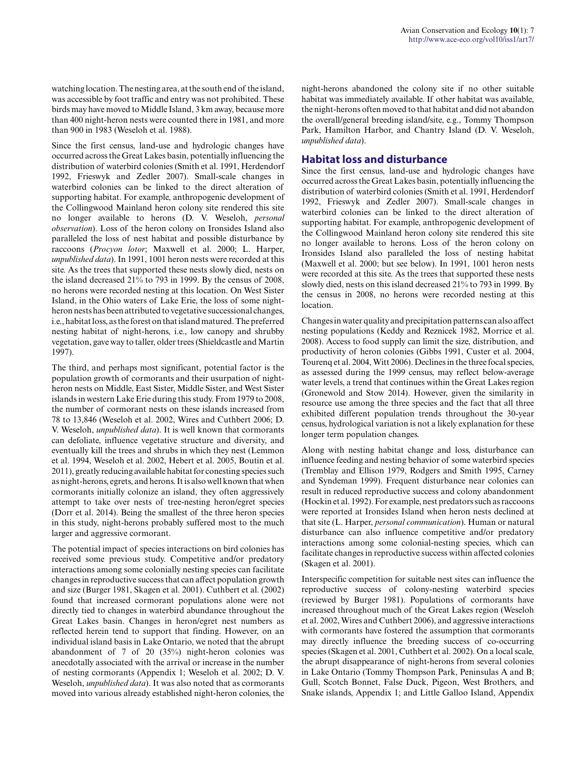watching location. The nesting area, at the south end of the island, was accessible by foot traffic and entry was not prohibited. These birds may have moved to Middle Island, 3 km away, because more than 400 night-heron nests were counted there in 1981, and more than 900 in 1983 (Weseloh et al. 1988).

Since the first census, land-use and hydrologic changes have occurred across the Great Lakes basin, potentially influencing the distribution of waterbird colonies (Smith et al. 1991, Herdendorf 1992, Frieswyk and Zedler 2007). Small-scale changes in waterbird colonies can be linked to the direct alteration of supporting habitat. For example, anthropogenic development of the Collingwood Mainland heron colony site rendered this site no longer available to herons (D. V. Weseloh, *personal observation*). Loss of the heron colony on Ironsides Island also paralleled the loss of nest habitat and possible disturbance by raccoons (*Procyon lotor*; Maxwell et al. 2000; L. Harper, *unpublished data*). In 1991, 1001 heron nests were recorded at this site. As the trees that supported these nests slowly died, nests on the island decreased 21% to 793 in 1999. By the census of 2008, no herons were recorded nesting at this location. On West Sister Island, in the Ohio waters of Lake Erie, the loss of some night-heron nests has been attributed to vegetative successional changes, i.e., habitat loss, as the forest on that island matured. The preferred nesting habitat of night-herons, i.e., low canopy and shrubby vegetation, gave way to taller, older trees (Shieldcastle and Martin 1997).

The third, and perhaps most significant, potential factor is the population growth of cormorants and their usurpation of night-heron nests on Middle, East Sister, Middle Sister, and West Sister islands in western Lake Erie during this study. From 1979 to 2008, the number of cormorant nests on these islands increased from 78 to 13,846 (Weseloh et al. 2002, Wires and Cuthbert 2006; D. V. Weseloh, *unpublished data*). It is well known that cormorants can defoliate, influence vegetative structure and diversity, and eventually kill the trees and shrubs in which they nest (Lemmon et al. 1994, Weseloh et al. 2002, Hebert et al. 2005, Boutin et al. 2011), greatly reducing available habitat for conesting species such as night-herons, egrets, and herons. It is also well known that when cormorants initially colonize an island, they often aggressively attempt to take over nests of tree-nesting heron/egret species (Dorr et al. 2014). Being the smallest of the three heron species in this study, night-herons probably suffered most to the much larger and aggressive cormorant.

The potential impact of species interactions on bird colonies has received some previous study. Competitive and/or predatory interactions among some colonially nesting species can facilitate changes in reproductive success that can affect population growth and size (Burger 1981, Skagen et al. 2001). Cuthbert et al. (2002) found that increased cormorant populations alone were not directly tied to changes in waterbird abundance throughout the Great Lakes basin. Changes in heron/egret nest numbers as reflected herein tend to support that finding. However, on an individual island basis in Lake Ontario, we noted that the abrupt abandonment of 7 of 20 (35%) night-heron colonies was anecdotally associated with the arrival or increase in the number of nesting cormorants (Appendix 1; Weseloh et al. 2002; D. V. Weseloh, *unpublished data*). It was also noted that as cormorants moved into various already established night-heron colonies, the night-herons abandoned the colony site if no other suitable habitat was immediately available. If other habitat was available, the night-herons often moved to that habitat and did not abandon the overall/general breeding island/site, e.g., Tommy Thompson Park, Hamilton Harbor, and Chantry Island (D. V. Weseloh, *unpublished data*).

## Habitat loss and disturbance

Since the first census, land-use and hydrologic changes have occurred across the Great Lakes basin, potentially influencing the distribution of waterbird colonies (Smith et al. 1991, Herdendorf 1992, Frieswyk and Zedler 2007). Small-scale changes in waterbird colonies can be linked to the direct alteration of supporting habitat. For example, anthropogenic development of the Collingwood Mainland heron colony site rendered this site no longer available to herons. Loss of the heron colony on Ironsides Island also paralleled the loss of nesting habitat (Maxwell et al. 2000; but see below). In 1991, 1001 heron nests were recorded at this site. As the trees that supported these nests slowly died, nests on this island decreased 21% to 793 in 1999. By the census in 2008, no herons were recorded nesting at this location.

Changes in water quality and precipitation patterns can also affect nesting populations (Keddy and Reznicek 1982, Morrice et al. 2008). Access to food supply can limit the size, distribution, and productivity of heron colonies (Gibbs 1991, Custer et al. 2004, Tourenq et al. 2004, Witt 2006). Declines in the three focal species, as assessed during the 1999 census, may reflect below-average water levels, a trend that continues within the Great Lakes region (Gronewold and Stow 2014). However, given the similarity in resource use among the three species and the fact that all three exhibited different population trends throughout the 30-year census, hydrological variation is not a likely explanation for these longer term population changes.

Along with nesting habitat change and loss, disturbance can influence feeding and nesting behavior of some waterbird species (Tremblay and Ellison 1979, Rodgers and Smith 1995, Carney and Syndeman 1999). Frequent disturbance near colonies can result in reduced reproductive success and colony abandonment (Hockin et al. 1992). For example, nest predators such as raccoons were reported at Ironsides Island when heron nests declined at that site (L. Harper, *personal communication*). Human or natural disturbance can also influence competitive and/or predatory interactions among some colonial-nesting species, which can facilitate changes in reproductive success within affected colonies (Skagen et al. 2001).

Interspecific competition for suitable nest sites can influence the reproductive success of colony-nesting waterbird species (reviewed by Burger 1981). Populations of cormorants have increased throughout much of the Great Lakes region (Weseloh et al. 2002, Wires and Cuthbert 2006), and aggressive interactions with cormorants have fostered the assumption that cormorants may directly influence the breeding success of co-occurring species (Skagen et al. 2001, Cuthbert et al. 2002). On a local scale, the abrupt disappearance of night-herons from several colonies in Lake Ontario (Tommy Thompson Park, Peninsulas A and B; Gull, Scotch Bonnet, False Duck, Pigeon, West Brothers, and Snake islands, Appendix 1; and Little Galloo Island, Appendix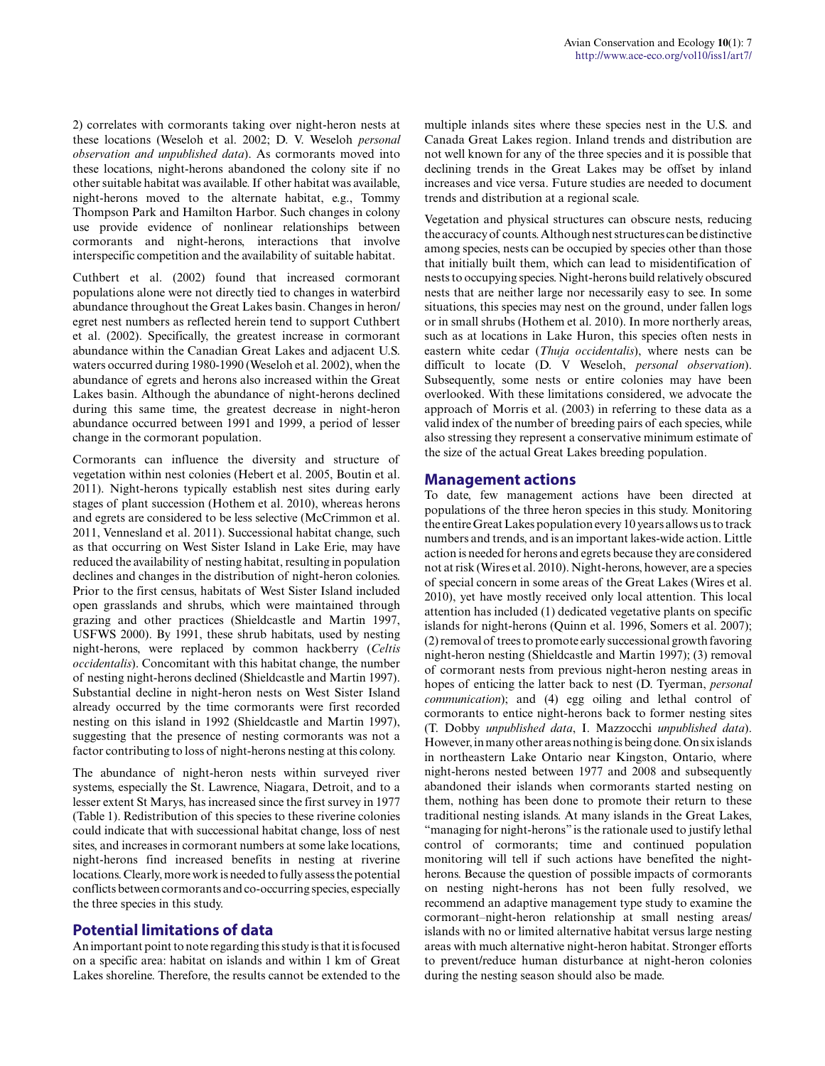2) correlates with cormorants taking over night-heron nests at these locations (Weseloh et al. 2002; D. V. Weseloh *personal observation and unpublished data*). As cormorants moved into these locations, night-herons abandoned the colony site if no other suitable habitat was available. If other habitat was available, night-herons moved to the alternate habitat, e.g., Tommy Thompson Park and Hamilton Harbor. Such changes in colony use provide evidence of nonlinear relationships between cormorants and night-herons, interactions that involve interspecific competition and the availability of suitable habitat.

Cuthbert et al. (2002) found that increased cormorant populations alone were not directly tied to changes in waterbird abundance throughout the Great Lakes basin. Changes in heron/egret nest numbers as reflected herein tend to support Cuthbert et al. (2002). Specifically, the greatest increase in cormorant abundance within the Canadian Great Lakes and adjacent U.S. waters occurred during 1980-1990 (Weseloh et al. 2002), when the abundance of egrets and herons also increased within the Great Lakes basin. Although the abundance of night-herons declined during this same time, the greatest decrease in night-heron abundance occurred between 1991 and 1999, a period of lesser change in the cormorant population.

Cormorants can influence the diversity and structure of vegetation within nest colonies (Hebert et al. 2005, Boutin et al. 2011). Night-herons typically establish nest sites during early stages of plant succession (Hothem et al. 2010), whereas herons and egrets are considered to be less selective (McCrimmon et al. 2011, Vennesland et al. 2011). Successional habitat change, such as that occurring on West Sister Island in Lake Erie, may have reduced the availability of nesting habitat, resulting in population declines and changes in the distribution of night-heron colonies. Prior to the first census, habitats of West Sister Island included open grasslands and shrubs, which were maintained through grazing and other practices (Shieldcastle and Martin 1997, USFWS 2000). By 1991, these shrub habitats, used by nesting night-herons, were replaced by common hackberry (*Celtis occidentalis*). Concomitant with this habitat change, the number of nesting night-herons declined (Shieldcastle and Martin 1997). Substantial decline in night-heron nests on West Sister Island already occurred by the time cormorants were first recorded nesting on this island in 1992 (Shieldcastle and Martin 1997), suggesting that the presence of nesting cormorants was not a factor contributing to loss of night-herons nesting at this colony.

The abundance of night-heron nests within surveyed river systems, especially the St. Lawrence, Niagara, Detroit, and to a lesser extent St Marys, has increased since the first survey in 1977 (Table 1). Redistribution of this species to these riverine colonies could indicate that with successional habitat change, loss of nest sites, and increases in cormorant numbers at some lake locations, night-herons find increased benefits in nesting at riverine locations. Clearly, more work is needed to fully assess the potential conflicts between cormorants and co-occurring species, especially the three species in this study.

## Potential limitations of data

An important point to note regarding this study is that it is focused on a specific area: habitat on islands and within 1 km of Great Lakes shoreline. Therefore, the results cannot be extended to the multiple inlands sites where these species nest in the U.S. and Canada Great Lakes region. Inland trends and distribution are not well known for any of the three species and it is possible that declining trends in the Great Lakes may be offset by inland increases and vice versa. Future studies are needed to document trends and distribution at a regional scale.

Vegetation and physical structures can obscure nests, reducing the accuracy of counts. Although nest structures can be distinctive among species, nests can be occupied by species other than those that initially built them, which can lead to misidentification of nests to occupying species. Night-herons build relatively obscured nests that are neither large nor necessarily easy to see. In some situations, this species may nest on the ground, under fallen logs or in small shrubs (Hothem et al. 2010). In more northerly areas, such as at locations in Lake Huron, this species often nests in eastern white cedar (*Thuja occidentalis*), where nests can be difficult to locate (D. V Weseloh, *personal observation*). Subsequently, some nests or entire colonies may have been overlooked. With these limitations considered, we advocate the approach of Morris et al. (2003) in referring to these data as a valid index of the number of breeding pairs of each species, while also stressing they represent a conservative minimum estimate of the size of the actual Great Lakes breeding population.

## Management actions

To date, few management actions have been directed at populations of the three heron species in this study. Monitoring the entire Great Lakes population every 10 years allows us to track numbers and trends, and is an important lakes-wide action. Little action is needed for herons and egrets because they are considered not at risk (Wires et al. 2010). Night-herons, however, are a species of special concern in some areas of the Great Lakes (Wires et al. 2010), yet have mostly received only local attention. This local attention has included (1) dedicated vegetative plants on specific islands for night-herons (Quinn et al. 1996, Somers et al. 2007); (2) removal of trees to promote early successional growth favoring night-heron nesting (Shieldcastle and Martin 1997); (3) removal of cormorant nests from previous night-heron nesting areas in hopes of enticing the latter back to nest (D. Tyerman, *personal communication*); and (4) egg oiling and lethal control of cormorants to entice night-herons back to former nesting sites (T. Dobby *unpublished data*, I. Mazzocchi *unpublished data*). However, in many other areas nothing is being done. On six islands in northeastern Lake Ontario near Kingston, Ontario, where night-herons nested between 1977 and 2008 and subsequently abandoned their islands when cormorants started nesting on them, nothing has been done to promote their return to these traditional nesting islands. At many islands in the Great Lakes, "managing for night-herons" is the rationale used to justify lethal control of cormorants; time and continued population monitoring will tell if such actions have benefited the night-herons. Because the question of possible impacts of cormorants on nesting night-herons has not been fully resolved, we recommend an adaptive management type study to examine the cormorant–night-heron relationship at small nesting areas/islands with no or limited alternative habitat versus large nesting areas with much alternative night-heron habitat. Stronger efforts to prevent/reduce human disturbance at night-heron colonies during the nesting season should also be made.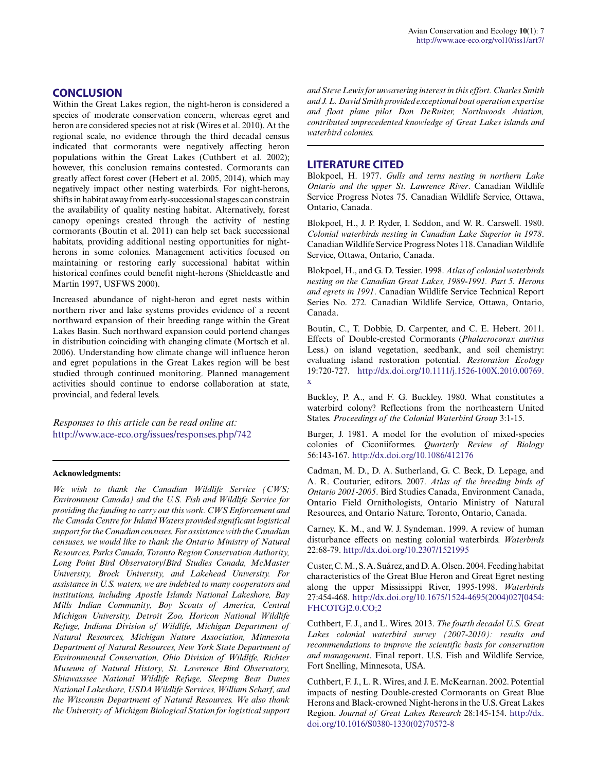## CONCLUSION

Within the Great Lakes region, the night-heron is considered a species of moderate conservation concern, whereas egret and heron are considered species not at risk (Wires et al. 2010). At the regional scale, no evidence through the third decadal census indicated that cormorants were negatively affecting heron populations within the Great Lakes (Cuthbert et al. 2002); however, this conclusion remains contested. Cormorants can greatly affect forest cover (Hebert et al. 2005, 2014), which may negatively impact other nesting waterbirds. For night-herons, shifts in habitat away from early-successional stages can constrain the availability of quality nesting habitat. Alternatively, forest canopy openings created through the activity of nesting cormorants (Boutin et al. 2011) can help set back successional habitats, providing additional nesting opportunities for night-herons in some colonies. Management activities focused on maintaining or restoring early successional habitat within historical confines could benefit night-herons (Shieldcastle and Martin 1997, USFWS 2000).

Increased abundance of night-heron and egret nests within northern river and lake systems provides evidence of a recent northward expansion of their breeding range within the Great Lakes Basin. Such northward expansion could portend changes in distribution coinciding with changing climate (Mortsch et al. 2006). Understanding how climate change will influence heron and egret populations in the Great Lakes region will be best studied through continued monitoring. Planned management activities should continue to endorse collaboration at state, provincial, and federal levels.

*Responses to this article can be read online at:*
http://www.ace-eco.org/issues/responses.php/742

**Acknowledgments:**

*We wish to thank the Canadian Wildlife Service (CWS; Environment Canada) and the U.S. Fish and Wildlife Service for providing the funding to carry out this work. CWS Enforcement and the Canada Centre for Inland Waters provided significant logistical support for the Canadian censuses. For assistance with the Canadian censuses, we would like to thank the Ontario Ministry of Natural Resources, Parks Canada, Toronto Region Conservation Authority, Long Point Bird Observatory/Bird Studies Canada, McMaster University, Brock University, and Lakehead University. For assistance in U.S. waters, we are indebted to many cooperators and institutions, including Apostle Islands National Lakeshore, Bay Mills Indian Community, Boy Scouts of America, Central Michigan University, Detroit Zoo, Horicon National Wildlife Refuge, Indiana Division of Wildlife, Michigan Department of Natural Resources, Michigan Nature Association, Minnesota Department of Natural Resources, New York State Department of Environmental Conservation, Ohio Division of Wildlife, Richter Museum of Natural History, St. Lawrence Bird Observatory, Shiawasssee National Wildlife Refuge, Sleeping Bear Dunes National Lakeshore, USDA Wildlife Services, William Scharf, and the Wisconsin Department of Natural Resources. We also thank the University of Michigan Biological Station for logistical support and Steve Lewis for unwavering interest in this effort. Charles Smith and J. L. David Smith provided exceptional boat operation expertise and float plane pilot Don DeRuiter, Northwoods Aviation, contributed unprecedented knowledge of Great Lakes islands and waterbird colonies.*

## LITERATURE CITED

Blokpoel, H. 1977. *Gulls and terns nesting in northern Lake Ontario and the upper St. Lawrence River*. Canadian Wildlife Service Progress Notes 75. Canadian Wildlife Service, Ottawa, Ontario, Canada.

Blokpoel, H., J. P. Ryder, I. Seddon, and W. R. Carswell. 1980. *Colonial waterbirds nesting in Canadian Lake Superior in 1978*. Canadian Wildlife Service Progress Notes 118. Canadian Wildlife Service, Ottawa, Ontario, Canada.

Blokpoel, H., and G. D. Tessier. 1998. *Atlas of colonial waterbirds nesting on the Canadian Great Lakes, 1989-1991. Part 5. Herons and egrets in 1991*. Canadian Wildlife Service Technical Report Series No. 272. Canadian Wildlife Service, Ottawa, Ontario, Canada.

Boutin, C., T. Dobbie, D. Carpenter, and C. E. Hebert. 2011. Effects of Double-crested Cormorants (*Phalacrocorax auritus* Less.) on island vegetation, seedbank, and soil chemistry: evaluating island restoration potential. *Restoration Ecology* 19:720-727. http://dx.doi.org/10.1111/j.1526-100X.2010.00769.x

Buckley, P. A., and F. G. Buckley. 1980. What constitutes a waterbird colony? Reflections from the northeastern United States. *Proceedings of the Colonial Waterbird Group* 3:1-15.

Burger, J. 1981. A model for the evolution of mixed-species colonies of Ciconiiformes. *Quarterly Review of Biology* 56:143-167. http://dx.doi.org/10.1086/412176

Cadman, M. D., D. A. Sutherland, G. C. Beck, D. Lepage, and A. R. Couturier, editors. 2007. *Atlas of the breeding birds of Ontario 2001-2005*. Bird Studies Canada, Environment Canada, Ontario Field Ornithologists, Ontario Ministry of Natural Resources, and Ontario Nature, Toronto, Ontario, Canada.

Carney, K. M., and W. J. Syndeman. 1999. A review of human disturbance effects on nesting colonial waterbirds. *Waterbirds* 22:68-79. http://dx.doi.org/10.2307/1521995

Custer, C. M., S. A. Suárez, and D. A. Olsen. 2004. Feeding habitat characteristics of the Great Blue Heron and Great Egret nesting along the upper Mississippi River, 1995-1998. *Waterbirds* 27:454-468. http://dx.doi.org/10.1675/1524-4695(2004)027[0454:FHCOTG]2.0.CO;2

Cuthbert, F. J., and L. Wires. 2013. *The fourth decadal U.S. Great Lakes colonial waterbird survey (2007-2010): results and recommendations to improve the scientific basis for conservation and management*. Final report. U.S. Fish and Wildlife Service, Fort Snelling, Minnesota, USA.

Cuthbert, F. J., L. R. Wires, and J. E. McKearnan. 2002. Potential impacts of nesting Double-crested Cormorants on Great Blue Herons and Black-crowned Night-herons in the U.S. Great Lakes Region. *Journal of Great Lakes Research* 28:145-154. http://dx.doi.org/10.1016/S0380-1330(02)70572-8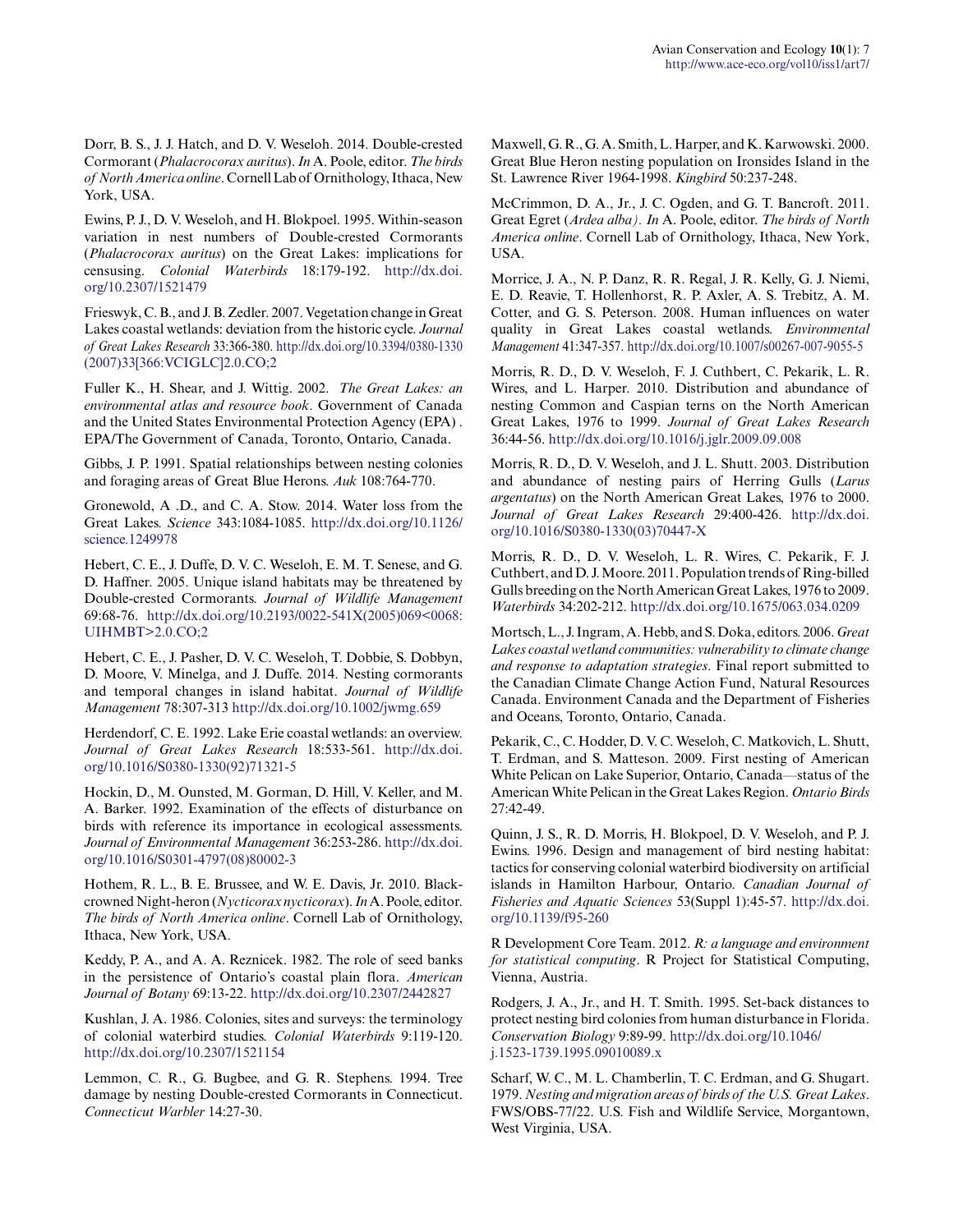Dorr, B. S., J. J. Hatch, and D. V. Weseloh. 2014. Double-crested Cormorant (*Phalacrocorax auritus*). *In* A. Poole, editor. *The birds of North America online*. Cornell Lab of Ornithology, Ithaca, New York, USA.

Ewins, P. J., D. V. Weseloh, and H. Blokpoel. 1995. Within-season variation in nest numbers of Double-crested Cormorants (*Phalacrocorax auritus*) on the Great Lakes: implications for censusing. *Colonial Waterbirds* 18:179-192. http://dx.doi.org/10.2307/1521479

Frieswyk, C. B., and J. B. Zedler. 2007. Vegetation change in Great Lakes coastal wetlands: deviation from the historic cycle. *Journal of Great Lakes Research* 33:366-380. http://dx.doi.org/10.3394/0380-1330(2007)33[366:VCIGLC]2.0.CO;2

Fuller K., H. Shear, and J. Wittig. 2002. *The Great Lakes: an environmental atlas and resource book*. Government of Canada and the United States Environmental Protection Agency (EPA) . EPA/The Government of Canada, Toronto, Ontario, Canada.

Gibbs, J. P. 1991. Spatial relationships between nesting colonies and foraging areas of Great Blue Herons. *Auk* 108:764-770.

Gronewold, A .D., and C. A. Stow. 2014. Water loss from the Great Lakes. *Science* 343:1084-1085. http://dx.doi.org/10.1126/science.1249978

Hebert, C. E., J. Duffe, D. V. C. Weseloh, E. M. T. Senese, and G. D. Haffner. 2005. Unique island habitats may be threatened by Double-crested Cormorants. *Journal of Wildlife Management* 69:68-76. http://dx.doi.org/10.2193/0022-541X(2005)069<0068:UIHMBT>2.0.CO;2

Hebert, C. E., J. Pasher, D. V. C. Weseloh, T. Dobbie, S. Dobbyn, D. Moore, V. Minelga, and J. Duffe. 2014. Nesting cormorants and temporal changes in island habitat. *Journal of Wildlife Management* 78:307-313 http://dx.doi.org/10.1002/jwmg.659

Herdendorf, C. E. 1992. Lake Erie coastal wetlands: an overview. *Journal of Great Lakes Research* 18:533-561. http://dx.doi.org/10.1016/S0380-1330(92)71321-5

Hockin, D., M. Ounsted, M. Gorman, D. Hill, V. Keller, and M. A. Barker. 1992. Examination of the effects of disturbance on birds with reference to its importance in ecological assessments. *Journal of Environmental Management* 36:253-286. http://dx.doi.org/10.1016/S0301-4797(08)80002-3

Hothem, R. L., B. E. Brussee, and W. E. Davis, Jr. 2010. Black-crowned Night-heron (*Nycticorax nycticorax*). *In* A. Poole, editor. *The birds of North America online*. Cornell Lab of Ornithology, Ithaca, New York, USA.

Keddy, P. A., and A. A. Reznicek. 1982. The role of seed banks in the persistence of Ontario's coastal plain flora. *American Journal of Botany* 69:13-22. http://dx.doi.org/10.2307/2442827

Kushlan, J. A. 1986. Colonies, sites and surveys: the terminology of colonial waterbird studies. *Colonial Waterbirds* 9:119-120. http://dx.doi.org/10.2307/1521154

Lemmon, C. R., G. Bugbee, and G. R. Stephens. 1994. Tree damage by nesting Double-crested Cormorants in Connecticut. *Connecticut Warbler* 14:27-30.

Maxwell, G. R., G. A. Smith, L. Harper, and K. Karwowski. 2000. Great Blue Heron nesting population on Ironsides Island in the St. Lawrence River 1964-1998. *Kingbird* 50:237-248.

McCrimmon, D. A., Jr., J. C. Ogden, and G. T. Bancroft. 2011. Great Egret (*Ardea alba). In* A. Poole, editor. *The birds of North America online*. Cornell Lab of Ornithology, Ithaca, New York, USA.

Morrice, J. A., N. P. Danz, R. R. Regal, J. R. Kelly, G. J. Niemi, E. D. Reavie, T. Hollenhorst, R. P. Axler, A. S. Trebitz, A. M. Cotter, and G. S. Peterson. 2008. Human influences on water quality in Great Lakes coastal wetlands. *Environmental Management* 41:347-357. http://dx.doi.org/10.1007/s00267-007-9055-5

Morris, R. D., D. V. Weseloh, F. J. Cuthbert, C. Pekarik, L. R. Wires, and L. Harper. 2010. Distribution and abundance of nesting Common and Caspian terns on the North American Great Lakes, 1976 to 1999. *Journal of Great Lakes Research* 36:44-56. http://dx.doi.org/10.1016/j.jglr.2009.09.008

Morris, R. D., D. V. Weseloh, and J. L. Shutt. 2003. Distribution and abundance of nesting pairs of Herring Gulls (*Larus argentatus*) on the North American Great Lakes, 1976 to 2000. *Journal of Great Lakes Research* 29:400-426. http://dx.doi.org/10.1016/S0380-1330(03)70447-X

Morris, R. D., D. V. Weseloh, L. R. Wires, C. Pekarik, F. J. Cuthbert, and D. J. Moore. 2011. Population trends of Ring-billed Gulls breeding on the North American Great Lakes, 1976 to 2009. *Waterbirds* 34:202-212. http://dx.doi.org/10.1675/063.034.0209

Mortsch, L., J. Ingram, A. Hebb, and S. Doka, editors. 2006. *Great Lakes coastal wetland communities: vulnerability to climate change and response to adaptation strategies*. Final report submitted to the Canadian Climate Change Action Fund, Natural Resources Canada. Environment Canada and the Department of Fisheries and Oceans, Toronto, Ontario, Canada.

Pekarik, C., C. Hodder, D. V. C. Weseloh, C. Matkovich, L. Shutt, T. Erdman, and S. Matteson. 2009. First nesting of American White Pelican on Lake Superior, Ontario, Canada—status of the American White Pelican in the Great Lakes Region. *Ontario Birds* 27:42-49.

Quinn, J. S., R. D. Morris, H. Blokpoel, D. V. Weseloh, and P. J. Ewins. 1996. Design and management of bird nesting habitat: tactics for conserving colonial waterbird biodiversity on artificial islands in Hamilton Harbour, Ontario. *Canadian Journal of Fisheries and Aquatic Sciences* 53(Suppl 1):45-57. http://dx.doi.org/10.1139/f95-260

R Development Core Team. 2012. *R: a language and environment for statistical computing*. R Project for Statistical Computing, Vienna, Austria.

Rodgers, J. A., Jr., and H. T. Smith. 1995. Set-back distances to protect nesting bird colonies from human disturbance in Florida. *Conservation Biology* 9:89-99. http://dx.doi.org/10.1046/j.1523-1739.1995.09010089.x

Scharf, W. C., M. L. Chamberlin, T. C. Erdman, and G. Shugart. 1979. *Nesting and migration areas of birds of the U.S. Great Lakes*. FWS/OBS-77/22. U.S. Fish and Wildlife Service, Morgantown, West Virginia, USA.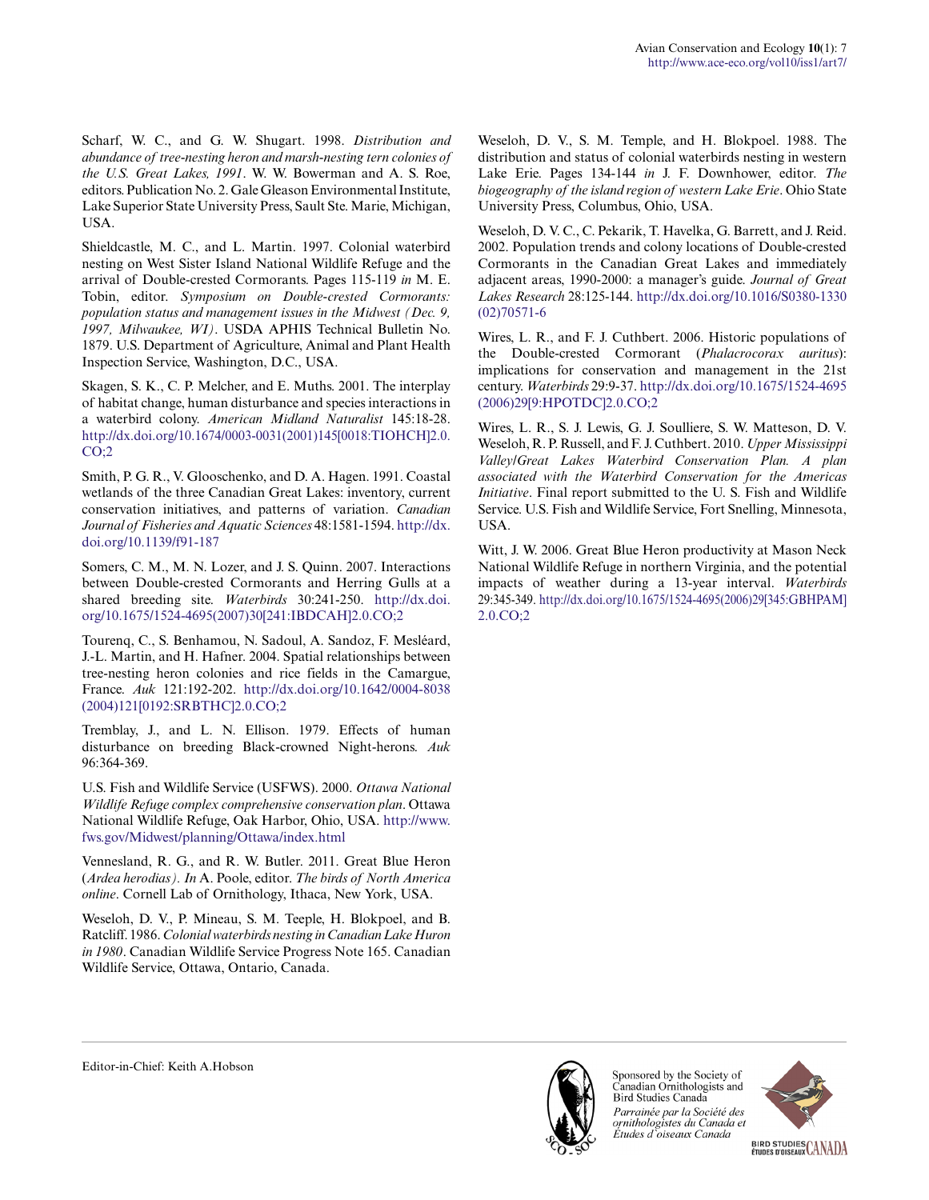Scharf, W. C., and G. W. Shugart. 1998. *Distribution and abundance of tree-nesting heron and marsh-nesting tern colonies of the U.S. Great Lakes, 1991*. W. W. Bowerman and A. S. Roe, editors. Publication No. 2. Gale Gleason Environmental Institute, Lake Superior State University Press, Sault Ste. Marie, Michigan, USA.

Shieldcastle, M. C., and L. Martin. 1997. Colonial waterbird nesting on West Sister Island National Wildlife Refuge and the arrival of Double-crested Cormorants. Pages 115-119 *in* M. E. Tobin, editor. *Symposium on Double-crested Cormorants: population status and management issues in the Midwest (Dec. 9, 1997, Milwaukee, WI)*. USDA APHIS Technical Bulletin No. 1879. U.S. Department of Agriculture, Animal and Plant Health Inspection Service, Washington, D.C., USA.

Skagen, S. K., C. P. Melcher, and E. Muths. 2001. The interplay of habitat change, human disturbance and species interactions in a waterbird colony. *American Midland Naturalist* 145:18-28. http://dx.doi.org/10.1674/0003-0031(2001)145[0018:TIOHCH]2.0.CO;2

Smith, P. G. R., V. Glooschenko, and D. A. Hagen. 1991. Coastal wetlands of the three Canadian Great Lakes: inventory, current conservation initiatives, and patterns of variation. *Canadian Journal of Fisheries and Aquatic Sciences* 48:1581-1594. http://dx.doi.org/10.1139/f91-187

Somers, C. M., M. N. Lozer, and J. S. Quinn. 2007. Interactions between Double-crested Cormorants and Herring Gulls at a shared breeding site. *Waterbirds* 30:241-250. http://dx.doi.org/10.1675/1524-4695(2007)30[241:IBDCAH]2.0.CO;2

Tourenq, C., S. Benhamou, N. Sadoul, A. Sandoz, F. Mesléard, J.-L. Martin, and H. Hafner. 2004. Spatial relationships between tree-nesting heron colonies and rice fields in the Camargue, France. *Auk* 121:192-202. http://dx.doi.org/10.1642/0004-8038(2004)121[0192:SRBTHC]2.0.CO;2

Tremblay, J., and L. N. Ellison. 1979. Effects of human disturbance on breeding Black-crowned Night-herons. *Auk* 96:364-369.

U.S. Fish and Wildlife Service (USFWS). 2000. *Ottawa National Wildlife Refuge complex comprehensive conservation plan*. Ottawa National Wildlife Refuge, Oak Harbor, Ohio, USA. http://www.fws.gov/Midwest/planning/Ottawa/index.html

Vennesland, R. G., and R. W. Butler. 2011. Great Blue Heron (*Ardea herodias*). *In* A. Poole, editor. *The birds of North America online*. Cornell Lab of Ornithology, Ithaca, New York, USA.

Weseloh, D. V., P. Mineau, S. M. Teeple, H. Blokpoel, and B. Ratcliff. 1986. *Colonial waterbirds nesting in Canadian Lake Huron in 1980*. Canadian Wildlife Service Progress Note 165. Canadian Wildlife Service, Ottawa, Ontario, Canada.

Weseloh, D. V., S. M. Temple, and H. Blokpoel. 1988. The distribution and status of colonial waterbirds nesting in western Lake Erie. Pages 134-144 *in* J. F. Downhower, editor. *The biogeography of the island region of western Lake Erie*. Ohio State University Press, Columbus, Ohio, USA.

Weseloh, D. V. C., C. Pekarik, T. Havelka, G. Barrett, and J. Reid. 2002. Population trends and colony locations of Double-crested Cormorants in the Canadian Great Lakes and immediately adjacent areas, 1990-2000: a manager's guide. *Journal of Great Lakes Research* 28:125-144. http://dx.doi.org/10.1016/S0380-1330(02)70571-6

Wires, L. R., and F. J. Cuthbert. 2006. Historic populations of the Double-crested Cormorant (*Phalacrocorax auritus*): implications for conservation and management in the 21st century. *Waterbirds* 29:9-37. http://dx.doi.org/10.1675/1524-4695(2006)29[9:HPOTDC]2.0.CO;2

Wires, L. R., S. J. Lewis, G. J. Soulliere, S. W. Matteson, D. V. Weseloh, R. P. Russell, and F. J. Cuthbert. 2010. *Upper Mississippi Valley/Great Lakes Waterbird Conservation Plan. A plan associated with the Waterbird Conservation for the Americas Initiative*. Final report submitted to the U. S. Fish and Wildlife Service. U.S. Fish and Wildlife Service, Fort Snelling, Minnesota, USA.

Witt, J. W. 2006. Great Blue Heron productivity at Mason Neck National Wildlife Refuge in northern Virginia, and the potential impacts of weather during a 13-year interval. *Waterbirds* 29:345-349. http://dx.doi.org/10.1675/1524-4695(2006)29[345:GBHPAM]2.0.CO;2

Editor-in-Chief: Keith A.Hobson

Sponsored by the Society of Canadian Ornithologists and Bird Studies Canada

*Parrainée par la Société des ornithologistes du Canada et Études d'oiseaux Canada*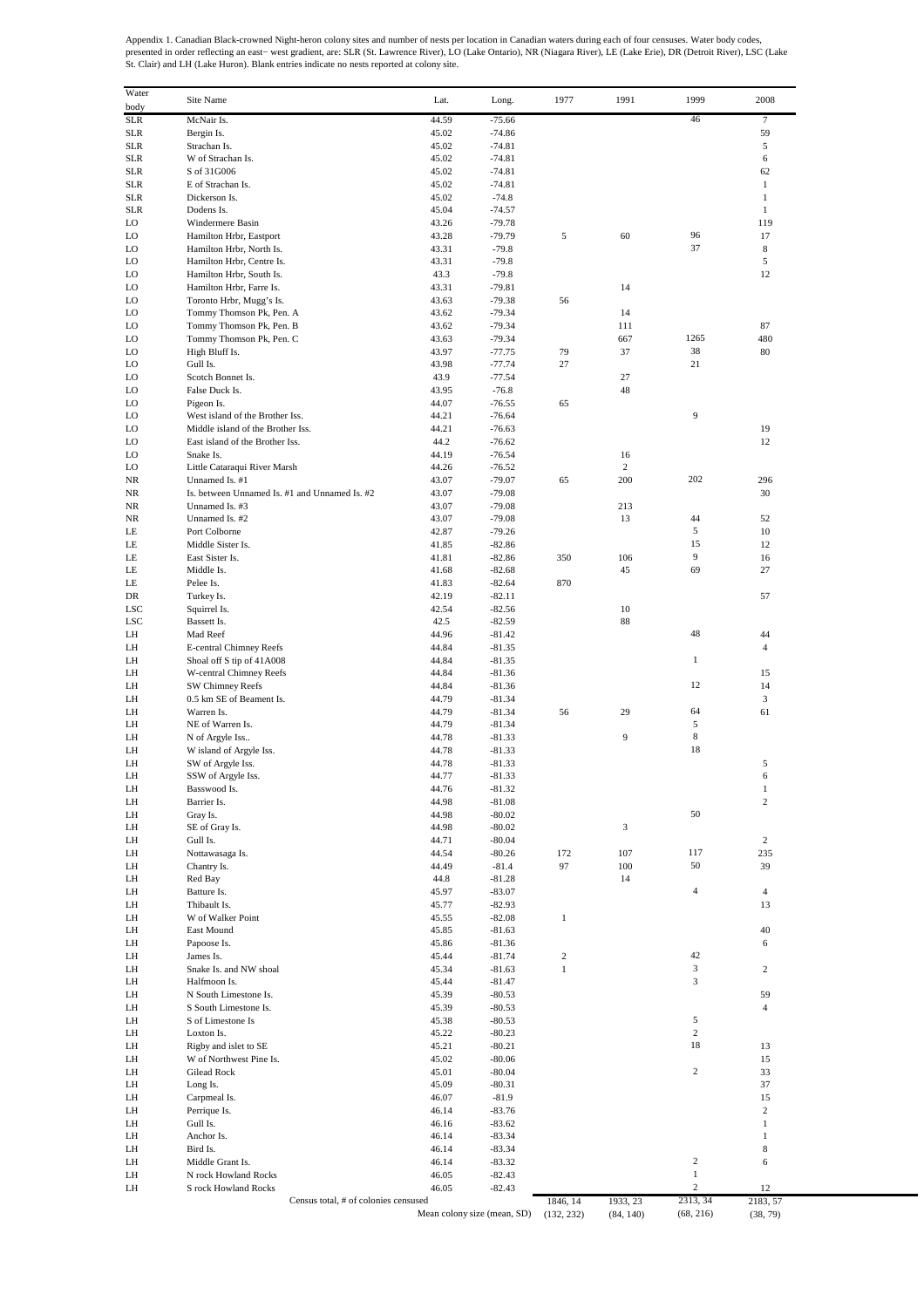Appendix 1. Canadian Black-crowned Night-heron colony sites and number of nests per location in Canadian waters during each of four censuses. Water body codes, presented in order reflecting an east− west gradient, are: SLR (St. Lawrence River), LO (Lake Ontario), NR (Niagara River), LE (Lake Erie), DR (Detroit River), LSC (Lake St. Clair) and LH (Lake Huron). Blank entries indicate no nests reported at colony site.

| Water body | Site Name | Lat. | Long. | 1977 | 1991 | 1999 | 2008 |
|---|---|---|---|---|---|---|---|
| SLR | McNair Is. | 44.59 | -75.66 | | | 46 | 7 |
| SLR | Bergin Is. | 45.02 | -74.86 | | | | 59 |
| SLR | Strachan Is. | 45.02 | -74.81 | | | | 5 |
| SLR | W of Strachan Is. | 45.02 | -74.81 | | | | 6 |
| SLR | S of 31G006 | 45.02 | -74.81 | | | | 62 |
| SLR | E of Strachan Is. | 45.02 | -74.81 | | | | 1 |
| SLR | Dickerson Is. | 45.02 | -74.8 | | | | 1 |
| SLR | Dodens Is. | 45.04 | -74.57 | | | | 1 |
| LO | Windermere Basin | 43.26 | -79.78 | | | | 119 |
| LO | Hamilton Hrbr, Eastport | 43.28 | -79.79 | 5 | 60 | 96 | 17 |
| LO | Hamilton Hrbr, North Is. | 43.31 | -79.8 | | | 37 | 8 |
| LO | Hamilton Hrbr, Centre Is. | 43.31 | -79.8 | | | | 5 |
| LO | Hamilton Hrbr, South Is. | 43.3 | -79.8 | | | | 12 |
| LO | Hamilton Hrbr, Farre Is. | 43.31 | -79.81 | | 14 | | |
| LO | Toronto Hrbr, Mugg's Is. | 43.63 | -79.38 | 56 | | | |
| LO | Tommy Thomson Pk, Pen. A | 43.62 | -79.34 | | 14 | | |
| LO | Tommy Thomson Pk, Pen. B | 43.62 | -79.34 | | 111 | | 87 |
| LO | Tommy Thomson Pk, Pen. C | 43.63 | -79.34 | | 667 | 1265 | 480 |
| LO | High Bluff Is. | 43.97 | -77.75 | 79 | 37 | 38 | 80 |
| LO | Gull Is. | 43.98 | -77.74 | 27 | | 21 | |
| LO | Scotch Bonnet Is. | 43.9 | -77.54 | | 27 | | |
| LO | False Duck Is. | 43.95 | -76.8 | | 48 | | |
| LO | Pigeon Is. | 44.07 | -76.55 | 65 | | | |
| LO | West island of the Brother Iss. | 44.21 | -76.64 | | | 9 | |
| LO | Middle island of the Brother Iss. | 44.21 | -76.63 | | | | 19 |
| LO | East island of the Brother Iss. | 44.2 | -76.62 | | | | 12 |
| LO | Snake Is. | 44.19 | -76.54 | | 16 | | |
| LO | Little Cataraqui River Marsh | 44.26 | -76.52 | | 2 | | |
| NR | Unnamed Is. #1 | 43.07 | -79.07 | 65 | 200 | 202 | 296 |
| NR | Is. between Unnamed Is. #1 and Unnamed Is. #2 | 43.07 | -79.08 | | | | 30 |
| NR | Unnamed Is. #3 | 43.07 | -79.08 | | 213 | | |
| NR | Unnamed Is. #2 | 43.07 | -79.08 | | 13 | 44 | 52 |
| LE | Port Colborne | 42.87 | -79.26 | | | 5 | 10 |
| LE | Middle Sister Is. | 41.85 | -82.86 | | | 15 | 12 |
| LE | East Sister Is. | 41.81 | -82.86 | 350 | 106 | 9 | 16 |
| LE | Middle Is. | 41.68 | -82.68 | | 45 | 69 | 27 |
| LE | Pelee Is. | 41.83 | -82.64 | 870 | | | |
| DR | Turkey Is. | 42.19 | -82.11 | | | | 57 |
| LSC | Squirrel Is. | 42.54 | -82.56 | | 10 | | |
| LSC | Bassett Is. | 42.5 | -82.59 | | 88 | | |
| LH | Mad Reef | 44.96 | -81.42 | | | 48 | 44 |
| LH | E-central Chimney Reefs | 44.84 | -81.35 | | | | 4 |
| LH | Shoal off S tip of 41A008 | 44.84 | -81.35 | | | 1 | |
| LH | W-central Chimney Reefs | 44.84 | -81.36 | | | | 15 |
| LH | SW Chimney Reefs | 44.84 | -81.36 | | | 12 | 14 |
| LH | 0.5 km SE of Beament Is. | 44.79 | -81.34 | | | | 3 |
| LH | Warren Is. | 44.79 | -81.34 | 56 | 29 | 64 | 61 |
| LH | NE of Warren Is. | 44.79 | -81.34 | | | 5 | |
| LH | N of Argyle Iss.. | 44.78 | -81.33 | | 9 | 8 | |
| LH | W island of Argyle Iss. | 44.78 | -81.33 | | | 18 | |
| LH | SW of Argyle Iss. | 44.78 | -81.33 | | | | 5 |
| LH | SSW of Argyle Iss. | 44.77 | -81.33 | | | | 6 |
| LH | Basswood Is. | 44.76 | -81.32 | | | | 1 |
| LH | Barrier Is. | 44.98 | -81.08 | | | | 2 |
| LH | Gray Is. | 44.98 | -80.02 | | | 50 | |
| LH | SE of Gray Is. | 44.98 | -80.02 | | 3 | | |
| LH | Gull Is. | 44.71 | -80.04 | | | | 2 |
| LH | Nottawasaga Is. | 44.54 | -80.26 | 172 | 107 | 117 | 235 |
| LH | Chantry Is. | 44.49 | -81.4 | 97 | 100 | 50 | 39 |
| LH | Red Bay | 44.8 | -81.28 | | 14 | | |
| LH | Batture Is. | 45.97 | -83.07 | | | 4 | 4 |
| LH | Thibault Is. | 45.77 | -82.93 | | | | 13 |
| LH | W of Walker Point | 45.55 | -82.08 | 1 | | | |
| LH | East Mound | 45.85 | -81.63 | | | | 40 |
| LH | Papoose Is. | 45.86 | -81.36 | | | | 6 |
| LH | James Is. | 45.44 | -81.74 | 2 | | 42 | |
| LH | Snake Is. and NW shoal | 45.34 | -81.63 | 1 | | 3 | 2 |
| LH | Halfmoon Is. | 45.44 | -81.47 | | | 3 | |
| LH | N South Limestone Is. | 45.39 | -80.53 | | | | 59 |
| LH | S South Limestone Is. | 45.39 | -80.53 | | | | 4 |
| LH | S of Limestone Is | 45.38 | -80.53 | | | 5 | |
| LH | Loxton Is. | 45.22 | -80.23 | | | 2 | |
| LH | Rigby and islet to SE | 45.21 | -80.21 | | | 18 | 13 |
| LH | W of Northwest Pine Is. | 45.02 | -80.06 | | | | 15 |
| LH | Gilead Rock | 45.01 | -80.04 | | | 2 | 33 |
| LH | Long Is. | 45.09 | -80.31 | | | | 37 |
| LH | Carpmeal Is. | 46.07 | -81.9 | | | | 15 |
| LH | Perrique Is. | 46.14 | -83.76 | | | | 2 |
| LH | Gull Is. | 46.16 | -83.62 | | | | 1 |
| LH | Anchor Is. | 46.14 | -83.34 | | | | 1 |
| LH | Bird Is. | 46.14 | -83.34 | | | | 8 |
| LH | Middle Grant Is. | 46.14 | -83.32 | | | 2 | 6 |
| LH | N rock Howland Rocks | 46.05 | -82.43 | | | 1 | |
| LH | S rock Howland Rocks | 46.05 | -82.43 | | | 2 | 12 |
| | Census total, # of colonies censused | | | 1846, 14 | 1933, 23 | 2313, 34 | 2183, 57 |
| | | | Mean colony size (mean, SD) | (132, 232) | (84, 140) | (68, 216) | (38, 79) |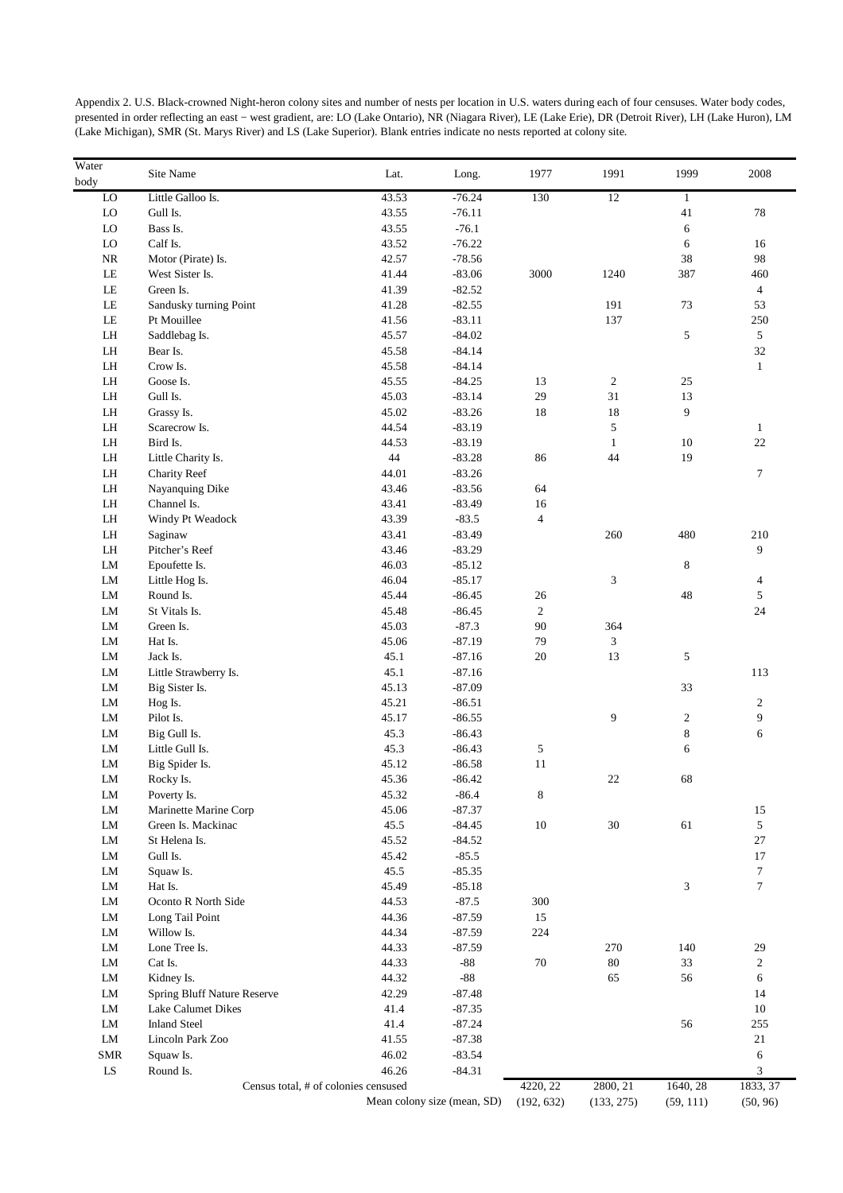Appendix 2. U.S. Black-crowned Night-heron colony sites and number of nests per location in U.S. waters during each of four censuses. Water body codes, presented in order reflecting an east − west gradient, are: LO (Lake Ontario), NR (Niagara River), LE (Lake Erie), DR (Detroit River), LH (Lake Huron), LM (Lake Michigan), SMR (St. Marys River) and LS (Lake Superior). Blank entries indicate no nests reported at colony site.

| Water body | Site Name | Lat. | Long. | 1977 | 1991 | 1999 | 2008 |
|---|---|---|---|---|---|---|---|
| LO | Little Galloo Is. | 43.53 | -76.24 | 130 | 12 | 1 | |
| LO | Gull Is. | 43.55 | -76.11 | | | 41 | 78 |
| LO | Bass Is. | 43.55 | -76.1 | | | 6 | |
| LO | Calf Is. | 43.52 | -76.22 | | | 6 | 16 |
| NR | Motor (Pirate) Is. | 42.57 | -78.56 | | | 38 | 98 |
| LE | West Sister Is. | 41.44 | -83.06 | 3000 | 1240 | 387 | 460 |
| LE | Green Is. | 41.39 | -82.52 | | | | 4 |
| LE | Sandusky turning Point | 41.28 | -82.55 | | 191 | 73 | 53 |
| LE | Pt Mouillee | 41.56 | -83.11 | | 137 | | 250 |
| LH | Saddlebag Is. | 45.57 | -84.02 | | | 5 | 5 |
| LH | Bear Is. | 45.58 | -84.14 | | | | 32 |
| LH | Crow Is. | 45.58 | -84.14 | | | | 1 |
| LH | Goose Is. | 45.55 | -84.25 | 13 | 2 | 25 | |
| LH | Gull Is. | 45.03 | -83.14 | 29 | 31 | 13 | |
| LH | Grassy Is. | 45.02 | -83.26 | 18 | 18 | 9 | |
| LH | Scarecrow Is. | 44.54 | -83.19 | | 5 | | 1 |
| LH | Bird Is. | 44.53 | -83.19 | | 1 | 10 | 22 |
| LH | Little Charity Is. | 44 | -83.28 | 86 | 44 | 19 | |
| LH | Charity Reef | 44.01 | -83.26 | | | | 7 |
| LH | Nayanquing Dike | 43.46 | -83.56 | 64 | | | |
| LH | Channel Is. | 43.41 | -83.49 | 16 | | | |
| LH | Windy Pt Weadock | 43.39 | -83.5 | 4 | | | |
| LH | Saginaw | 43.41 | -83.49 | | 260 | 480 | 210 |
| LH | Pitcher's Reef | 43.46 | -83.29 | | | | 9 |
| LM | Epoufette Is. | 46.03 | -85.12 | | | 8 | |
| LM | Little Hog Is. | 46.04 | -85.17 | | 3 | | 4 |
| LM | Round Is. | 45.44 | -86.45 | 26 | | 48 | 5 |
| LM | St Vitals Is. | 45.48 | -86.45 | 2 | | | 24 |
| LM | Green Is. | 45.03 | -87.3 | 90 | 364 | | |
| LM | Hat Is. | 45.06 | -87.19 | 79 | 3 | | |
| LM | Jack Is. | 45.1 | -87.16 | 20 | 13 | 5 | |
| LM | Little Strawberry Is. | 45.1 | -87.16 | | | | 113 |
| LM | Big Sister Is. | 45.13 | -87.09 | | | 33 | |
| LM | Hog Is. | 45.21 | -86.51 | | | | 2 |
| LM | Pilot Is. | 45.17 | -86.55 | | 9 | 2 | 9 |
| LM | Big Gull Is. | 45.3 | -86.43 | | | 8 | 6 |
| LM | Little Gull Is. | 45.3 | -86.43 | 5 | | 6 | |
| LM | Big Spider Is. | 45.12 | -86.58 | 11 | | | |
| LM | Rocky Is. | 45.36 | -86.42 | | 22 | 68 | |
| LM | Poverty Is. | 45.32 | -86.4 | 8 | | | |
| LM | Marinette Marine Corp | 45.06 | -87.37 | | | | 15 |
| LM | Green Is. Mackinac | 45.5 | -84.45 | 10 | 30 | 61 | 5 |
| LM | St Helena Is. | 45.52 | -84.52 | | | | 27 |
| LM | Gull Is. | 45.42 | -85.5 | | | | 17 |
| LM | Squaw Is. | 45.5 | -85.35 | | | | 7 |
| LM | Hat Is. | 45.49 | -85.18 | | | 3 | 7 |
| LM | Oconto R North Side | 44.53 | -87.5 | 300 | | | |
| LM | Long Tail Point | 44.36 | -87.59 | 15 | | | |
| LM | Willow Is. | 44.34 | -87.59 | 224 | | | |
| LM | Lone Tree Is. | 44.33 | -87.59 | | 270 | 140 | 29 |
| LM | Cat Is. | 44.33 | -88 | 70 | 80 | 33 | 2 |
| LM | Kidney Is. | 44.32 | -88 | | 65 | 56 | 6 |
| LM | Spring Bluff Nature Reserve | 42.29 | -87.48 | | | | 14 |
| LM | Lake Calumet Dikes | 41.4 | -87.35 | | | | 10 |
| LM | Inland Steel | 41.4 | -87.24 | | | 56 | 255 |
| LM | Lincoln Park Zoo | 41.55 | -87.38 | | | | 21 |
| SMR | Squaw Is. | 46.02 | -83.54 | | | | 6 |
| LS | Round Is. | 46.26 | -84.31 | | | | 3 |
| | Census total, # of colonies censused | | | 4220, 22 | 2800, 21 | 1640, 28 | 1833, 37 |
| | | Mean colony size (mean, SD) | | (192, 632) | (133, 275) | (59, 111) | (50, 96) |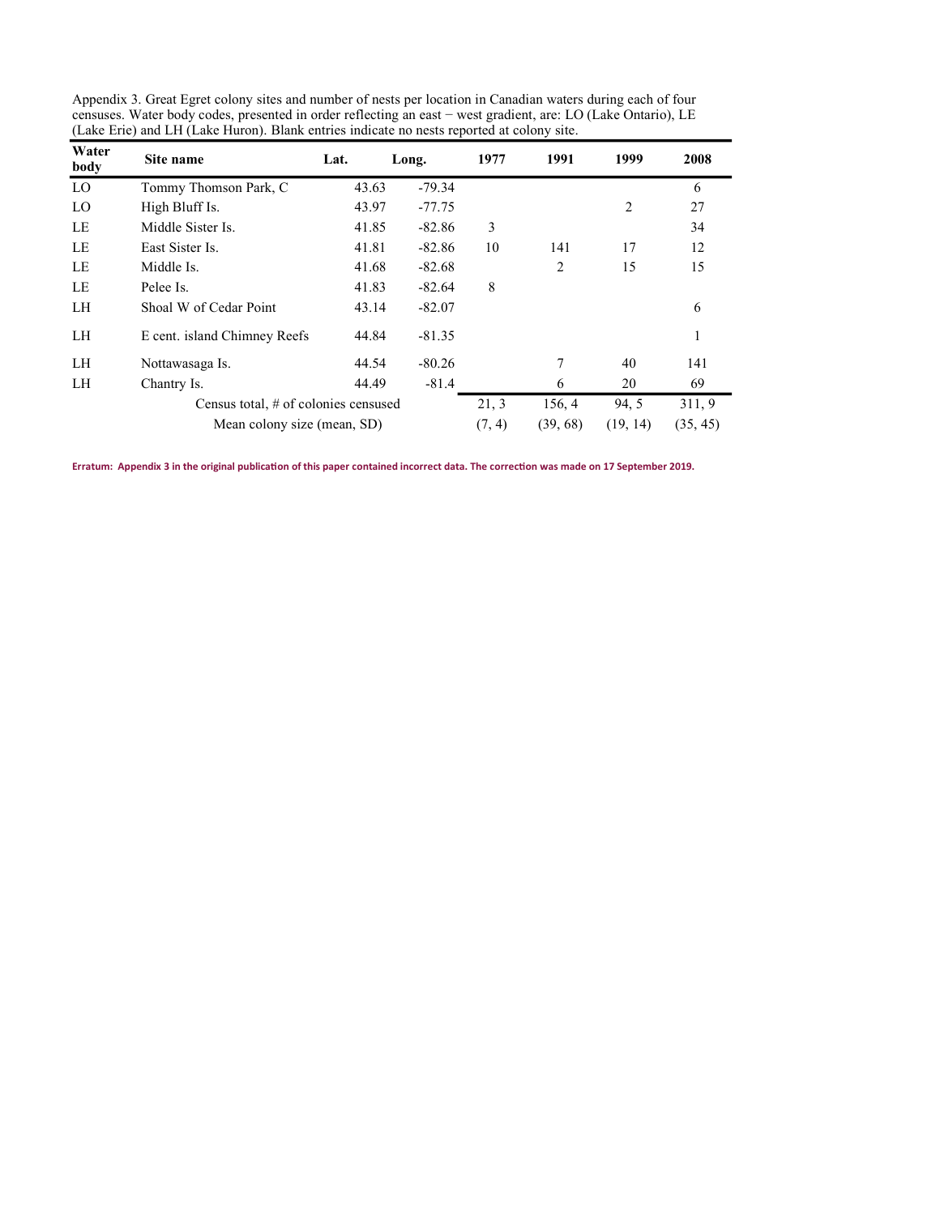Appendix 3. Great Egret colony sites and number of nests per location in Canadian waters during each of four censuses. Water body codes, presented in order reflecting an east − west gradient, are: LO (Lake Ontario), LE (Lake Erie) and LH (Lake Huron). Blank entries indicate no nests reported at colony site.

| Water body | Site name | Lat. | Long. | 1977 | 1991 | 1999 | 2008 |
|---|---|---|---|---|---|---|---|
| LO | Tommy Thomson Park, C | 43.63 | -79.34 | | | | 6 |
| LO | High Bluff Is. | 43.97 | -77.75 | | | 2 | 27 |
| LE | Middle Sister Is. | 41.85 | -82.86 | 3 | | | 34 |
| LE | East Sister Is. | 41.81 | -82.86 | 10 | 141 | 17 | 12 |
| LE | Middle Is. | 41.68 | -82.68 | | 2 | 15 | 15 |
| LE | Pelee Is. | 41.83 | -82.64 | 8 | | | |
| LH | Shoal W of Cedar Point | 43.14 | -82.07 | | | | 6 |
| LH | E cent. island Chimney Reefs | 44.84 | -81.35 | | | | 1 |
| LH | Nottawasaga Is. | 44.54 | -80.26 | | 7 | 40 | 141 |
| LH | Chantry Is. | 44.49 | -81.4 | | 6 | 20 | 69 |
| | Census total, # of colonies censused | | | 21, 3 | 156, 4 | 94, 5 | 311, 9 |
| | Mean colony size (mean, SD) | | | (7, 4) | (39, 68) | (19, 14) | (35, 45) |

**Erratum: Appendix 3 in the original publication of this paper contained incorrect data. The correction was made on 17 September 2019.**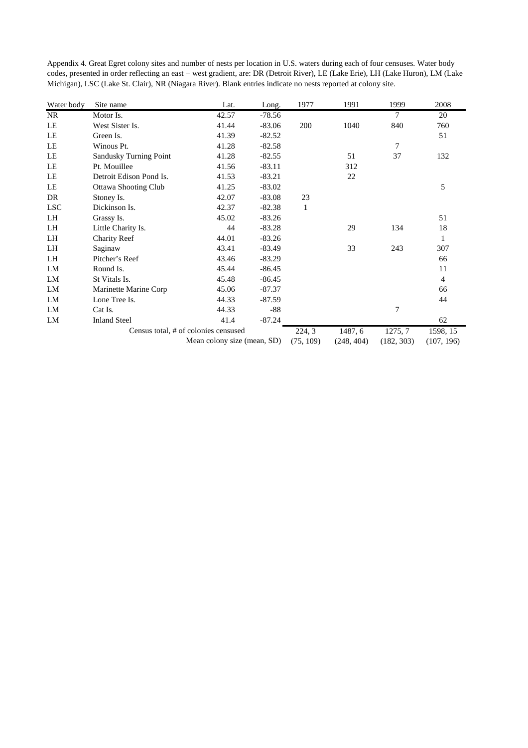Appendix 4. Great Egret colony sites and number of nests per location in U.S. waters during each of four censuses. Water body codes, presented in order reflecting an east − west gradient, are: DR (Detroit River), LE (Lake Erie), LH (Lake Huron), LM (Lake Michigan), LSC (Lake St. Clair), NR (Niagara River). Blank entries indicate no nests reported at colony site.

| Water body | Site name | Lat. | Long. | 1977 | 1991 | 1999 | 2008 |
|---|---|---|---|---|---|---|---|
| NR | Motor Is. | 42.57 | -78.56 | | | 7 | 20 |
| LE | West Sister Is. | 41.44 | -83.06 | 200 | 1040 | 840 | 760 |
| LE | Green Is. | 41.39 | -82.52 | | | | 51 |
| LE | Winous Pt. | 41.28 | -82.58 | | | 7 | |
| LE | Sandusky Turning Point | 41.28 | -82.55 | | 51 | 37 | 132 |
| LE | Pt. Mouillee | 41.56 | -83.11 | | 312 | | |
| LE | Detroit Edison Pond Is. | 41.53 | -83.21 | | 22 | | |
| LE | Ottawa Shooting Club | 41.25 | -83.02 | | | | 5 |
| DR | Stoney Is. | 42.07 | -83.08 | 23 | | | |
| LSC | Dickinson Is. | 42.37 | -82.38 | 1 | | | |
| LH | Grassy Is. | 45.02 | -83.26 | | | | 51 |
| LH | Little Charity Is. | 44 | -83.28 | | 29 | 134 | 18 |
| LH | Charity Reef | 44.01 | -83.26 | | | | 1 |
| LH | Saginaw | 43.41 | -83.49 | | 33 | 243 | 307 |
| LH | Pitcher's Reef | 43.46 | -83.29 | | | | 66 |
| LM | Round Is. | 45.44 | -86.45 | | | | 11 |
| LM | St Vitals Is. | 45.48 | -86.45 | | | | 4 |
| LM | Marinette Marine Corp | 45.06 | -87.37 | | | | 66 |
| LM | Lone Tree Is. | 44.33 | -87.59 | | | | 44 |
| LM | Cat Is. | 44.33 | -88 | | | 7 | |
| LM | Inland Steel | 41.4 | -87.24 | | | | 62 |
| | Census total, # of colonies censused | | | 224, 3 | 1487, 6 | 1275, 7 | 1598, 15 |
| | | Mean colony size (mean, SD) | | (75, 109) | (248, 404) | (182, 303) | (107, 196) |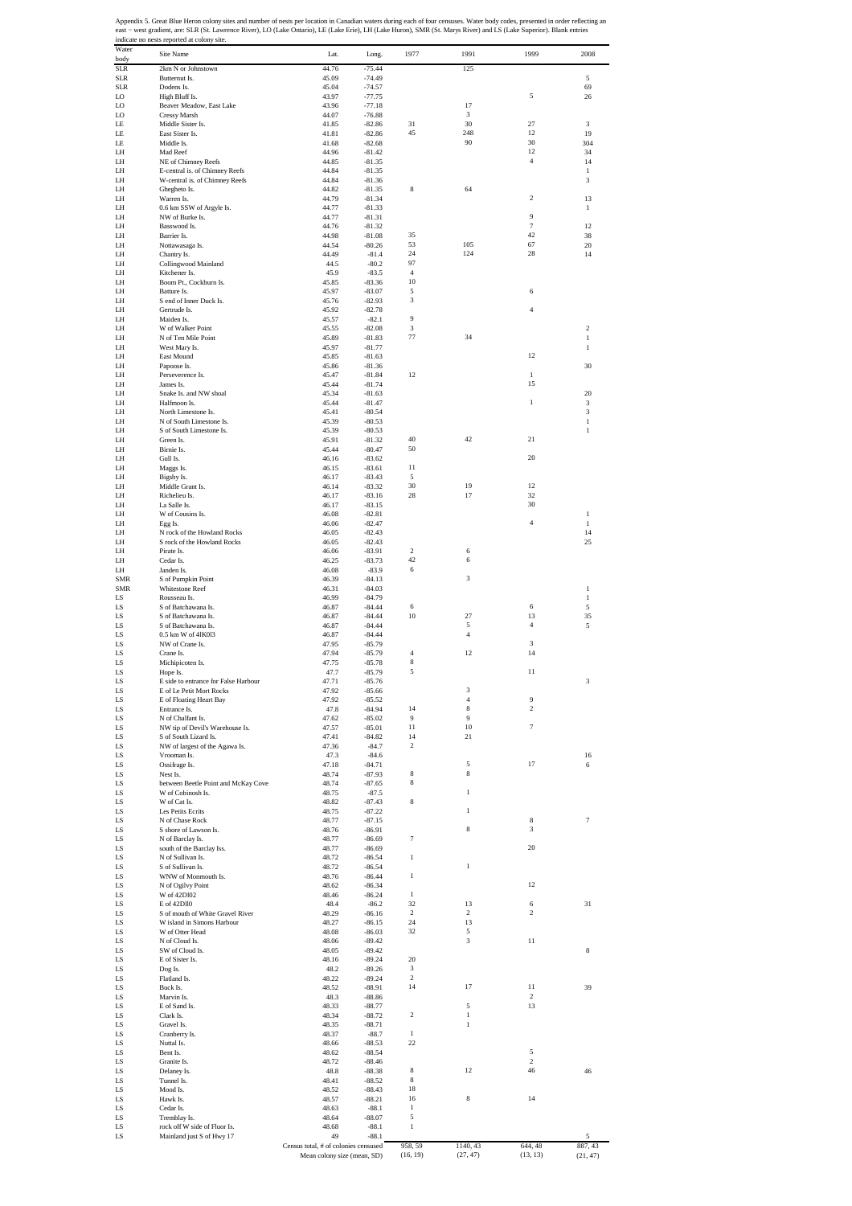Appendix 5. Great Blue Heron colony sites and number of nests per location in Canadian waters during each of four censuses. Water body codes, presented in order reflecting an east – west gradient, are: SLR (St. Lawrence River), LO (Lake Ontario), LE (Lake Erie), LH (Lake Huron), SMR (St. Marys River) and LS (Lake Superior). Blank entries indicate no nests reported at colony site.

| Water body | Site Name | Lat. | Long. | 1977 | 1991 | 1999 | 2008 |
|---|---|---|---|---|---|---|---|
| SLR | 2km N or Johnstown | 44.76 | -75.44 | | 125 | | |
| SLR | Butternut Is. | 45.09 | -74.49 | | | | 5 |
| SLR | Dodens Is. | 45.04 | -74.57 | | | | 69 |
| LO | High Bluff Is. | 43.97 | -77.75 | | | 5 | 26 |
| LO | Beaver Meadow, East Lake | 43.96 | -77.18 | | 17 | | |
| LO | Cressy Marsh | 44.07 | -76.88 | | 3 | | |
| LE | Middle Sister Is. | 41.85 | -82.86 | 31 | 30 | 27 | 3 |
| LE | East Sister Is. | 41.81 | -82.86 | 45 | 248 | 12 | 19 |
| LE | Middle Is. | 41.68 | -82.68 | | 90 | 30 | 304 |
| LH | Mad Reef | 44.96 | -81.42 | | | 12 | 34 |
| LH | NE of Chimney Reefs | 44.85 | -81.35 | | | 4 | 14 |
| LH | E-central is. of Chimney Reefs | 44.84 | -81.35 | | | | 1 |
| LH | W-central is. of Chimney Reefs | 44.84 | -81.36 | | | | 3 |
| LH | Ghegheto Is. | 44.82 | -81.35 | 8 | 64 | | |
| LH | Warren Is. | 44.79 | -81.34 | | | 2 | 13 |
| LH | 0.6 km SSW of Argyle Is. | 44.77 | -81.33 | | | | 1 |
| LH | NW of Burke Is. | 44.77 | -81.31 | | | 9 | |
| LH | Basswood Is. | 44.76 | -81.32 | | | 7 | 12 |
| LH | Barrier Is. | 44.98 | -81.08 | 35 | | 42 | 38 |
| LH | Nottawasaga Is. | 44.54 | -80.26 | 53 | 105 | 67 | 20 |
| LH | Chantry Is. | 44.49 | -81.4 | 24 | 124 | 28 | 14 |
| LH | Collingwood Mainland | 44.5 | -80.2 | 97 | | | |
| LH | Kitchener Is. | 45.9 | -83.5 | 4 | | | |
| LH | Boom Pt., Cockburn Is. | 45.85 | -83.36 | 10 | | | |
| LH | Batture Is. | 45.97 | -83.07 | 5 | | 6 | |
| LH | S end of Inner Duck Is. | 45.76 | -82.93 | 3 | | | |
| LH | Gertrude Is. | 45.92 | -82.78 | | | 4 | |
| LH | Maiden Is. | 45.57 | -82.1 | 9 | | | |
| LH | W of Walker Point | 45.55 | -82.08 | 3 | | | 2 |
| LH | N of Ten Mile Point | 45.89 | -81.83 | 77 | 34 | | 1 |
| LH | West Mary Is. | 45.97 | -81.77 | | | | 1 |
| LH | East Mound | 45.85 | -81.63 | | | 12 | |
| LH | Papoose Is. | 45.86 | -81.36 | | | | 30 |
| LH | Perseverence Is. | 45.47 | -81.84 | 12 | | 1 | |
| LH | James Is. | 45.44 | -81.74 | | | 15 | |
| LH | Snake Is. and NW shoal | 45.34 | -81.63 | | | | 20 |
| LH | Halfmoon Is. | 45.44 | -81.47 | | | 1 | 3 |
| LH | North Limestone Is. | 45.41 | -80.54 | | | | 3 |
| LH | N of South Limestone Is. | 45.39 | -80.53 | | | | 1 |
| LH | S of South Limestone Is. | 45.39 | -80.53 | | | | 1 |
| LH | Green Is. | 45.91 | -81.32 | 40 | 42 | 21 | |
| LH | Birnie Is. | 45.44 | -80.47 | 50 | | | |
| LH | Gull Is. | 46.16 | -83.62 | | | 20 | |
| LH | Maggs Is. | 46.15 | -83.61 | 11 | | | |
| LH | Bigsby Is. | 46.17 | -83.43 | 5 | | | |
| LH | Middle Grant Is. | 46.14 | -83.32 | 30 | 19 | 12 | |
| LH | Richelieu Is. | 46.17 | -83.16 | 28 | 17 | 32 | |
| LH | La Salle Is. | 46.17 | -83.15 | | | 30 | |
| LH | W of Cousins Is. | 46.08 | -82.81 | | | | 1 |
| LH | Egg Is. | 46.06 | -82.47 | | | 4 | 1 |
| LH | N rock of the Howland Rocks | 46.05 | -82.43 | | | | 14 |
| LH | S rock of the Howland Rocks | 46.05 | -82.43 | | | | 25 |
| LH | Pirate Is. | 46.06 | -83.91 | 2 | 6 | | |
| LH | Cedar Is. | 46.25 | -83.73 | 42 | 6 | | |
| LH | Janden Is. | 46.08 | -83.9 | 6 | | | |
| SMR | S of Pumpkin Point | 46.39 | -84.13 | | 3 | | |
| SMR | Whitestone Reef | 46.31 | -84.03 | | | | 1 |
| LS | Rousseau Is. | 46.99 | -84.79 | | | | 1 |
| LS | S of Batchawana Is. | 46.87 | -84.44 | 6 | | 6 | 5 |
| LS | S of Batchawana Is. | 46.87 | -84.44 | 10 | 27 | 13 | 35 |
| LS | S of Batchawana Is. | 46.87 | -84.44 | | 5 | 4 | 5 |
| LS | 0.5 km W of 41K013 | 46.87 | -84.44 | | 4 | | |
| LS | NW of Crane Is. | 47.95 | -85.79 | | | 3 | |
| LS | Crane Is. | 47.94 | -85.79 | 4 | 12 | 14 | |
| LS | Michipicoten Is. | 47.75 | -85.78 | 8 | | | |
| LS | Hope Is. | 47.7 | -85.79 | 5 | | 11 | |
| LS | E side to entrance for False Harbour | 47.71 | -85.76 | | | | 3 |
| LS | E of Le Petit Mort Rocks | 47.92 | -85.66 | | 3 | | |
| LS | E of Floating Heart Bay | 47.92 | -85.52 | | 4 | 9 | |
| LS | Entrance Is. | 47.8 | -84.94 | 14 | 8 | 2 | |
| LS | N of Chalfant Is. | 47.62 | -85.02 | 9 | 9 | | |
| LS | NW tip of Devil's Warehouse Is. | 47.57 | -85.01 | 11 | 10 | 7 | |
| LS | S of South Lizard Is. | 47.41 | -84.82 | 14 | 21 | | |
| LS | NW of largest of the Agawa Is. | 47.36 | -84.7 | 2 | | | |
| LS | Vrooman Is. | 47.3 | -84.6 | | | | 16 |
| LS | Ossifrage Is. | 47.18 | -84.71 | | 5 | 17 | 6 |
| LS | Nest Is. | 48.74 | -87.93 | 8 | 8 | | |
| LS | between Beetle Point and McKay Cove | 48.74 | -87.65 | 8 | | | |
| LS | W of Cobinosh Is. | 48.75 | -87.5 | | 1 | | |
| LS | W of Cat Is. | 48.82 | -87.43 | 8 | | | |
| LS | Les Petits Ecrits | 48.75 | -87.22 | | 1 | | |
| LS | N of Chase Rock | 48.77 | -87.15 | | | 8 | 7 |
| LS | S shore of Lawson Is. | 48.76 | -86.91 | | 8 | 3 | |
| LS | N of Barclay Is. | 48.77 | -86.69 | 7 | | | |
| LS | south of the Barclay Iss. | 48.77 | -86.69 | | | 20 | |
| LS | N of Sullivan Is. | 48.72 | -86.54 | 1 | | | |
| LS | S of Sullivan Is. | 48.72 | -86.54 | | 1 | | |
| LS | WNW of Monmouth Is. | 48.76 | -86.44 | 1 | | | |
| LS | N of Ogilvy Point | 48.62 | -86.34 | | | 12 | |
| LS | W of 42D102 | 48.46 | -86.24 | 1 | | | |
| LS | E of 42D110 | 48.4 | -86.2 | 32 | 13 | 6 | 31 |
| LS | S of mouth of White Gravel River | 48.29 | -86.16 | 2 | 2 | 2 | |
| LS | W island in Simons Harbour | 48.27 | -86.15 | 24 | 13 | | |
| LS | W of Otter Head | 48.08 | -86.03 | 32 | 5 | | |
| LS | N of Cloud Is. | 48.06 | -89.42 | | 3 | 11 | |
| LS | SW of Cloud Is. | 48.05 | -89.42 | | | | 8 |
| LS | E of Sister Is. | 48.16 | -89.24 | 20 | | | |
| LS | Dog Is. | 48.2 | -89.26 | 3 | | | |
| LS | Flatland Is. | 48.22 | -89.24 | 2 | | | |
| LS | Buck Is. | 48.52 | -88.91 | 14 | 17 | 11 | 39 |
| LS | Marvin Is. | 48.3 | -88.86 | | | 2 | |
| LS | E of Sand Is. | 48.33 | -88.77 | | 5 | 13 | |
| LS | Clark Is. | 48.34 | -88.72 | 2 | 1 | | |
| LS | Gravel Is. | 48.35 | -88.71 | | 1 | | |
| LS | Cranberry Is. | 48.37 | -88.7 | 1 | | | |
| LS | Nuttal Is. | 48.66 | -88.53 | 22 | | | |
| LS | Bent Is. | 48.62 | -88.54 | | | 5 | |
| LS | Granite Is. | 48.72 | -88.46 | | | 2 | |
| LS | Delaney Is. | 48.8 | -88.38 | 8 | 12 | 46 | 46 |
| LS | Tunnel Is. | 48.41 | -88.52 | 8 | | | |
| LS | Mood Is. | 48.52 | -88.43 | 18 | | | |
| LS | Hawk Is. | 48.57 | -88.21 | 16 | 8 | 14 | |
| LS | Cedar Is. | 48.63 | -88.1 | 1 | | | |
| LS | Tremblay Is. | 48.64 | -88.07 | 5 | | | |
| LS | rock off W side of Fluor Is. | 48.68 | -88.1 | 1 | | | |
| LS | Mainland just S of Hwy 17 | 49 | -88.1 | | | | 5 |
| | Census total, # of colonies censused | | | 958, 59 | 1140, 43 | 644, 48 | 887, 43 |
| | Mean colony size (mean, SD) | | | (16, 19) | (27, 47) | (13, 13) | (21, 47) |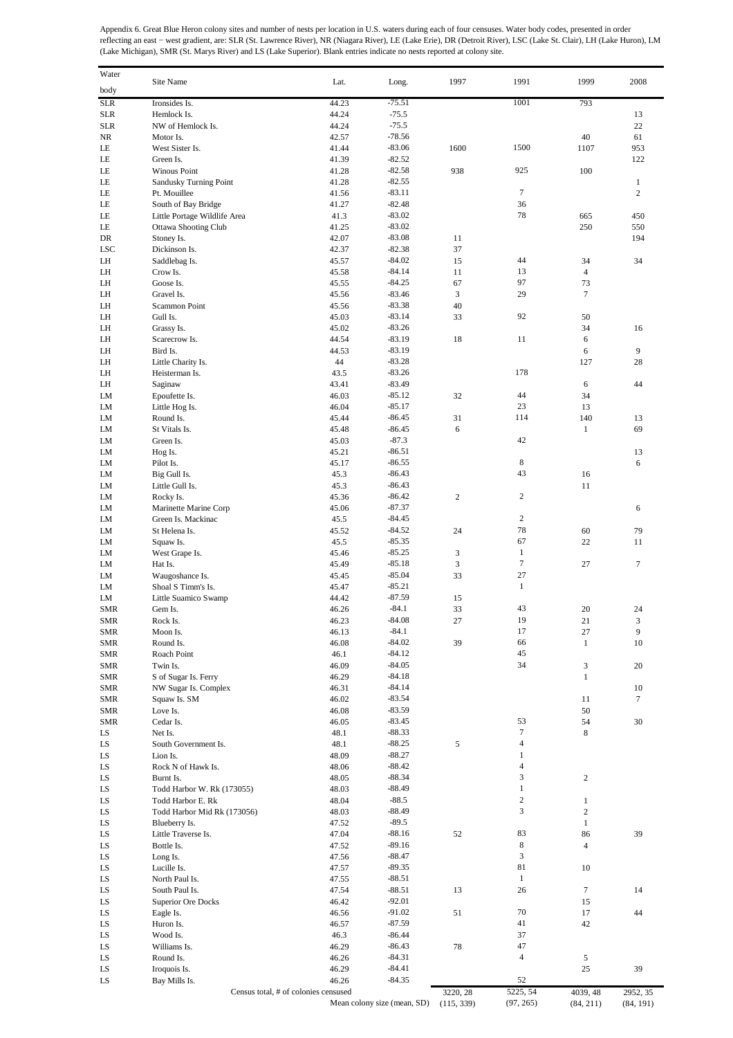Appendix 6. Great Blue Heron colony sites and number of nests per location in U.S. waters during each of four censuses. Water body codes, presented in order reflecting an east − west gradient, are: SLR (St. Lawrence River), NR (Niagara River), LE (Lake Erie), DR (Detroit River), LSC (Lake St. Clair), LH (Lake Huron), LM (Lake Michigan), SMR (St. Marys River) and LS (Lake Superior). Blank entries indicate no nests reported at colony site.

| Water body | Site Name | Lat. | Long. | 1997 | 1991 | 1999 | 2008 |
|---|---|---|---|---|---|---|---|
| SLR | Ironsides Is. | 44.23 | -75.51 | | 1001 | 793 | |
| SLR | Hemlock Is. | 44.24 | -75.5 | | | | 13 |
| SLR | NW of Hemlock Is. | 44.24 | -75.5 | | | | 22 |
| NR | Motor Is. | 42.57 | -78.56 | | | 40 | 61 |
| LE | West Sister Is. | 41.44 | -83.06 | 1600 | 1500 | 1107 | 953 |
| LE | Green Is. | 41.39 | -82.52 | | | | 122 |
| LE | Winous Point | 41.28 | -82.58 | 938 | 925 | 100 | |
| LE | Sandusky Turning Point | 41.28 | -82.55 | | | | 1 |
| LE | Pt. Mouillee | 41.56 | -83.11 | | 7 | | 2 |
| LE | South of Bay Bridge | 41.27 | -82.48 | | 36 | | |
| LE | Little Portage Wildlife Area | 41.3 | -83.02 | | 78 | 665 | 450 |
| LE | Ottawa Shooting Club | 41.25 | -83.02 | | | 250 | 550 |
| DR | Stoney Is. | 42.07 | -83.08 | 11 | | | 194 |
| LSC | Dickinson Is. | 42.37 | -82.38 | 37 | | | |
| LH | Saddlebag Is. | 45.57 | -84.02 | 15 | 44 | 34 | 34 |
| LH | Crow Is. | 45.58 | -84.14 | 11 | 13 | 4 | |
| LH | Goose Is. | 45.55 | -84.25 | 67 | 97 | 73 | |
| LH | Gravel Is. | 45.56 | -83.46 | 3 | 29 | 7 | |
| LH | Scammon Point | 45.56 | -83.38 | 40 | | | |
| LH | Gull Is. | 45.03 | -83.14 | 33 | 92 | 50 | |
| LH | Grassy Is. | 45.02 | -83.26 | | | 34 | 16 |
| LH | Scarecrow Is. | 44.54 | -83.19 | 18 | 11 | 6 | |
| LH | Bird Is. | 44.53 | -83.19 | | | 6 | 9 |
| LH | Little Charity Is. | 44 | -83.28 | | | 127 | 28 |
| LH | Heisterman Is. | 43.5 | -83.26 | | 178 | | |
| LH | Saginaw | 43.41 | -83.49 | | | 6 | 44 |
| LM | Epoufette Is. | 46.03 | -85.12 | 32 | 44 | 34 | |
| LM | Little Hog Is. | 46.04 | -85.17 | | 23 | 13 | |
| LM | Round Is. | 45.44 | -86.45 | 31 | 114 | 140 | 13 |
| LM | St Vitals Is. | 45.48 | -86.45 | 6 | | 1 | 69 |
| LM | Green Is. | 45.03 | -87.3 | | 42 | | |
| LM | Hog Is. | 45.21 | -86.51 | | | | 13 |
| LM | Pilot Is. | 45.17 | -86.55 | | 8 | | 6 |
| LM | Big Gull Is. | 45.3 | -86.43 | | 43 | 16 | |
| LM | Little Gull Is. | 45.3 | -86.43 | | | 11 | |
| LM | Rocky Is. | 45.36 | -86.42 | 2 | 2 | | |
| LM | Marinette Marine Corp | 45.06 | -87.37 | | | | 6 |
| LM | Green Is. Mackinac | 45.5 | -84.45 | | 2 | | |
| LM | St Helena Is. | 45.52 | -84.52 | 24 | 78 | 60 | 79 |
| LM | Squaw Is. | 45.5 | -85.35 | | 67 | 22 | 11 |
| LM | West Grape Is. | 45.46 | -85.25 | 3 | 1 | | |
| LM | Hat Is. | 45.49 | -85.18 | 3 | 7 | 27 | 7 |
| LM | Waugoshance Is. | 45.45 | -85.04 | 33 | 27 | | |
| LM | Shoal S Timm's Is. | 45.47 | -85.21 | | 1 | | |
| LM | Little Suamico Swamp | 44.42 | -87.59 | 15 | | | |
| SMR | Gem Is. | 46.26 | -84.1 | 33 | 43 | 20 | 24 |
| SMR | Rock Is. | 46.23 | -84.08 | 27 | 19 | 21 | 3 |
| SMR | Moon Is. | 46.13 | -84.1 | | 17 | 27 | 9 |
| SMR | Round Is. | 46.08 | -84.02 | 39 | 66 | 1 | 10 |
| SMR | Roach Point | 46.1 | -84.12 | | 45 | | |
| SMR | Twin Is. | 46.09 | -84.05 | | 34 | 3 | 20 |
| SMR | S of Sugar Is. Ferry | 46.29 | -84.18 | | | 1 | |
| SMR | NW Sugar Is. Complex | 46.31 | -84.14 | | | | 10 |
| SMR | Squaw Is. SM | 46.02 | -83.54 | | | 11 | 7 |
| SMR | Love Is. | 46.08 | -83.59 | | | 50 | |
| SMR | Cedar Is. | 46.05 | -83.45 | | 53 | 54 | 30 |
| LS | Net Is. | 48.1 | -88.33 | | 7 | 8 | |
| LS | South Government Is. | 48.1 | -88.25 | 5 | 4 | | |
| LS | Lion Is. | 48.09 | -88.27 | | 1 | | |
| LS | Rock N of Hawk Is. | 48.06 | -88.42 | | 4 | | |
| LS | Burnt Is. | 48.05 | -88.34 | | 3 | 2 | |
| LS | Todd Harbor W. Rk (173055) | 48.03 | -88.49 | | 1 | | |
| LS | Todd Harbor E. Rk | 48.04 | -88.5 | | 2 | 1 | |
| LS | Todd Harbor Mid Rk (173056) | 48.03 | -88.49 | | 3 | 2 | |
| LS | Blueberry Is. | 47.52 | -89.5 | | | 1 | |
| LS | Little Traverse Is. | 47.04 | -88.16 | 52 | 83 | 86 | 39 |
| LS | Bottle Is. | 47.52 | -89.16 | | 8 | 4 | |
| LS | Long Is. | 47.56 | -88.47 | | 3 | | |
| LS | Lucille Is. | 47.57 | -89.35 | | 81 | 10 | |
| LS | North Paul Is. | 47.55 | -88.51 | | 1 | | |
| LS | South Paul Is. | 47.54 | -88.51 | 13 | 26 | 7 | 14 |
| LS | Superior Ore Docks | 46.42 | -92.01 | | | 15 | |
| LS | Eagle Is. | 46.56 | -91.02 | 51 | 70 | 17 | 44 |
| LS | Huron Is. | 46.57 | -87.59 | | 41 | 42 | |
| LS | Wood Is. | 46.3 | -86.44 | | 37 | | |
| LS | Williams Is. | 46.29 | -86.43 | 78 | 47 | | |
| LS | Round Is. | 46.26 | -84.31 | | 4 | 5 | |
| LS | Iroquois Is. | 46.29 | -84.41 | | | 25 | 39 |
| LS | Bay Mills Is. | 46.26 | -84.35 | | 52 | | |
| | Census total, # of colonies censused | | | 3220, 28 | 5225, 54 | 4039, 48 | 2952, 35 |
| | | | Mean colony size (mean, SD) | (115, 339) | (97, 265) | (84, 211) | (84, 191) |